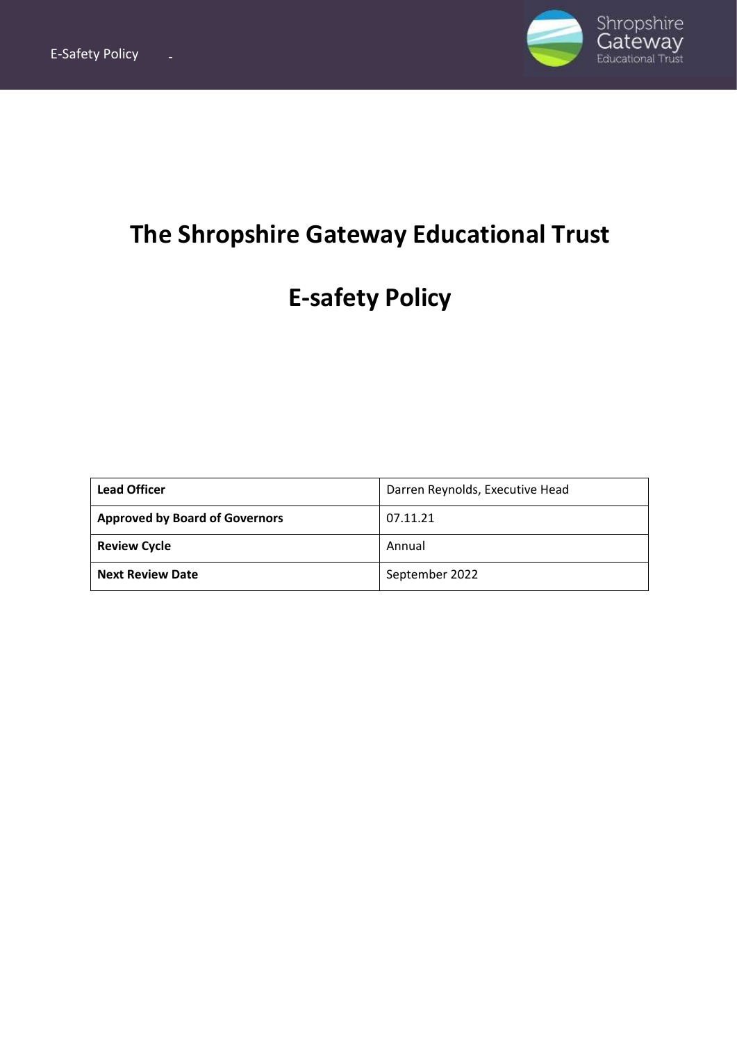# The Shropshire Gateway Educational Trust

# E-safety Policy

| Lead Officer | Darren Reynolds, Executive Head |
| --- | --- |
| **Approved by Board of Governors** | 07.11.21 |
| **Review Cycle** | Annual |
| **Next Review Date** | September 2022 |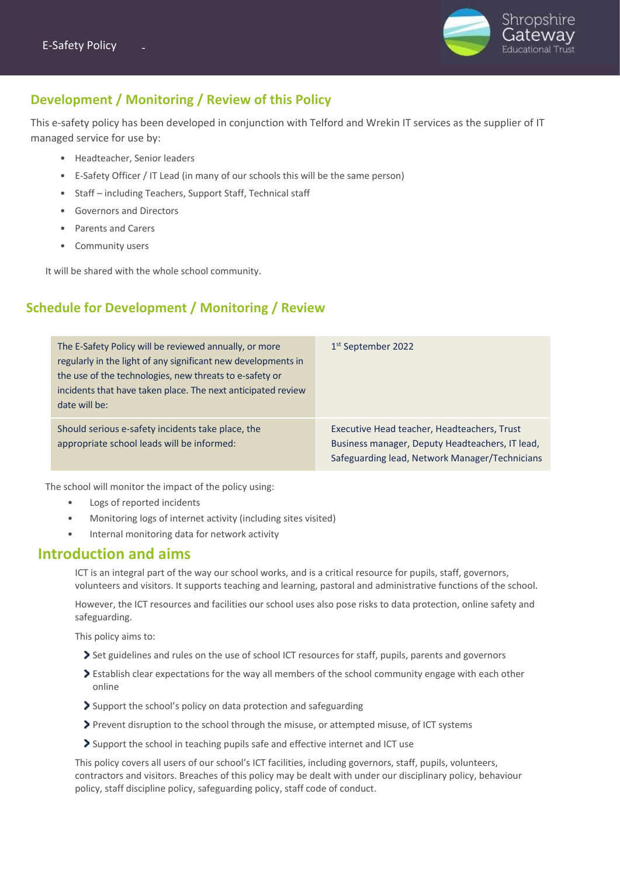## Development / Monitoring / Review of this Policy

This e-safety policy has been developed in conjunction with Telford and Wrekin IT services as the supplier of IT managed service for use by:

- Headteacher, Senior leaders
- E-Safety Officer / IT Lead (in many of our schools this will be the same person)
- Staff – including Teachers, Support Staff, Technical staff
- Governors and Directors
- Parents and Carers
- Community users

It will be shared with the whole school community.

## Schedule for Development / Monitoring / Review

| | |
|---|---|
| The E-Safety Policy will be reviewed annually, or more regularly in the light of any significant new developments in the use of the technologies, new threats to e-safety or incidents that have taken place. The next anticipated review date will be: | 1st September 2022 |
| Should serious e-safety incidents take place, the appropriate school leads will be informed: | Executive Head teacher, Headteachers, Trust Business manager, Deputy Headteachers, IT lead, Safeguarding lead, Network Manager/Technicians |

The school will monitor the impact of the policy using:

- Logs of reported incidents
- Monitoring logs of internet activity (including sites visited)
- Internal monitoring data for network activity

## Introduction and aims

ICT is an integral part of the way our school works, and is a critical resource for pupils, staff, governors, volunteers and visitors. It supports teaching and learning, pastoral and administrative functions of the school.

However, the ICT resources and facilities our school uses also pose risks to data protection, online safety and safeguarding.

This policy aims to:

- Set guidelines and rules on the use of school ICT resources for staff, pupils, parents and governors
- Establish clear expectations for the way all members of the school community engage with each other online
- Support the school's policy on data protection and safeguarding
- Prevent disruption to the school through the misuse, or attempted misuse, of ICT systems
- Support the school in teaching pupils safe and effective internet and ICT use

This policy covers all users of our school's ICT facilities, including governors, staff, pupils, volunteers, contractors and visitors. Breaches of this policy may be dealt with under our disciplinary policy, behaviour policy, staff discipline policy, safeguarding policy, staff code of conduct.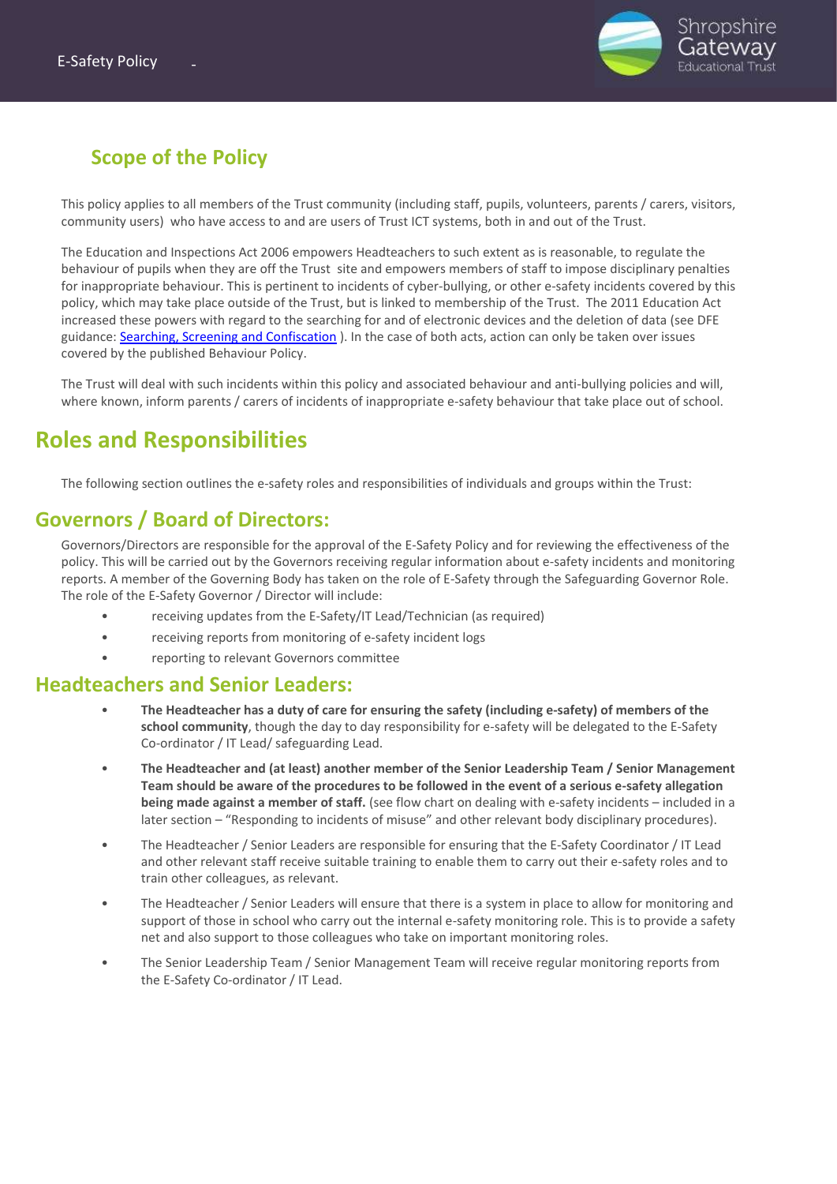## Scope of the Policy

This policy applies to all members of the Trust community (including staff, pupils, volunteers, parents / carers, visitors, community users) who have access to and are users of Trust ICT systems, both in and out of the Trust.

The Education and Inspections Act 2006 empowers Headteachers to such extent as is reasonable, to regulate the behaviour of pupils when they are off the Trust site and empowers members of staff to impose disciplinary penalties for inappropriate behaviour. This is pertinent to incidents of cyber-bullying, or other e-safety incidents covered by this policy, which may take place outside of the Trust, but is linked to membership of the Trust. The 2011 Education Act increased these powers with regard to the searching for and of electronic devices and the deletion of data (see DFE guidance: Searching, Screening and Confiscation ). In the case of both acts, action can only be taken over issues covered by the published Behaviour Policy.

The Trust will deal with such incidents within this policy and associated behaviour and anti-bullying policies and will, where known, inform parents / carers of incidents of inappropriate e-safety behaviour that take place out of school.

# Roles and Responsibilities

The following section outlines the e-safety roles and responsibilities of individuals and groups within the Trust:

## Governors / Board of Directors:

Governors/Directors are responsible for the approval of the E-Safety Policy and for reviewing the effectiveness of the policy. This will be carried out by the Governors receiving regular information about e-safety incidents and monitoring reports. A member of the Governing Body has taken on the role of E-Safety through the Safeguarding Governor Role. The role of the E-Safety Governor / Director will include:

- receiving updates from the E-Safety/IT Lead/Technician (as required)
- receiving reports from monitoring of e-safety incident logs
- reporting to relevant Governors committee

## Headteachers and Senior Leaders:

- **The Headteacher has a duty of care for ensuring the safety (including e-safety) of members of the school community**, though the day to day responsibility for e-safety will be delegated to the E-Safety Co-ordinator / IT Lead/ safeguarding Lead.
- **The Headteacher and (at least) another member of the Senior Leadership Team / Senior Management Team should be aware of the procedures to be followed in the event of a serious e-safety allegation being made against a member of staff.** (see flow chart on dealing with e-safety incidents – included in a later section – "Responding to incidents of misuse" and other relevant body disciplinary procedures).
- The Headteacher / Senior Leaders are responsible for ensuring that the E-Safety Coordinator / IT Lead and other relevant staff receive suitable training to enable them to carry out their e-safety roles and to train other colleagues, as relevant.
- The Headteacher / Senior Leaders will ensure that there is a system in place to allow for monitoring and support of those in school who carry out the internal e-safety monitoring role. This is to provide a safety net and also support to those colleagues who take on important monitoring roles.
- The Senior Leadership Team / Senior Management Team will receive regular monitoring reports from the E-Safety Co-ordinator / IT Lead.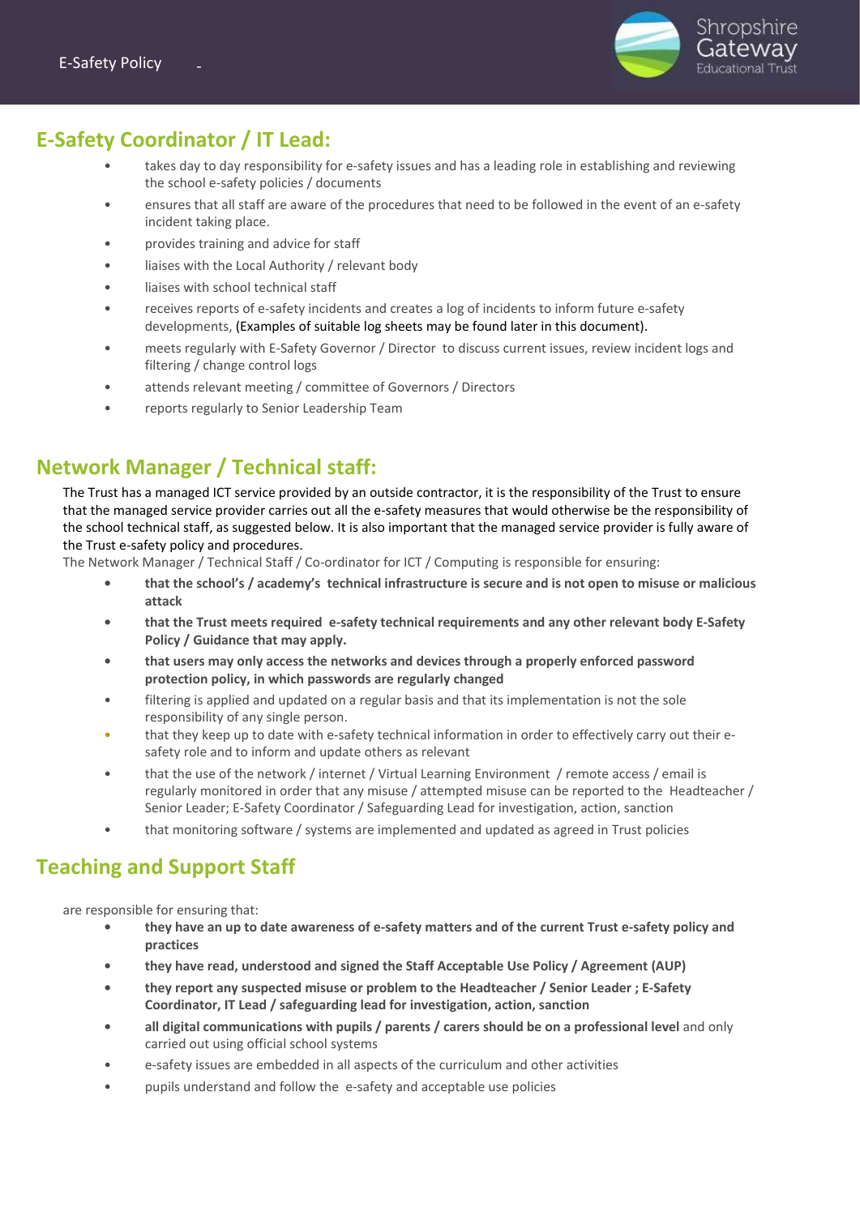## E-Safety Coordinator / IT Lead:

- takes day to day responsibility for e-safety issues and has a leading role in establishing and reviewing the school e-safety policies / documents
- ensures that all staff are aware of the procedures that need to be followed in the event of an e-safety incident taking place.
- provides training and advice for staff
- liaises with the Local Authority / relevant body
- liaises with school technical staff
- receives reports of e-safety incidents and creates a log of incidents to inform future e-safety developments, (Examples of suitable log sheets may be found later in this document).
- meets regularly with E-Safety Governor / Director to discuss current issues, review incident logs and filtering / change control logs
- attends relevant meeting / committee of Governors / Directors
- reports regularly to Senior Leadership Team

## Network Manager / Technical staff:

The Trust has a managed ICT service provided by an outside contractor, it is the responsibility of the Trust to ensure that the managed service provider carries out all the e-safety measures that would otherwise be the responsibility of the school technical staff, as suggested below. It is also important that the managed service provider is fully aware of the Trust e-safety policy and procedures.

The Network Manager / Technical Staff / Co-ordinator for ICT / Computing is responsible for ensuring:

- **that the school's / academy's technical infrastructure is secure and is not open to misuse or malicious attack**
- **that the Trust meets required e-safety technical requirements and any other relevant body E-Safety Policy / Guidance that may apply.**
- **that users may only access the networks and devices through a properly enforced password protection policy, in which passwords are regularly changed**
- filtering is applied and updated on a regular basis and that its implementation is not the sole responsibility of any single person.
- that they keep up to date with e-safety technical information in order to effectively carry out their e-safety role and to inform and update others as relevant
- that the use of the network / internet / Virtual Learning Environment / remote access / email is regularly monitored in order that any misuse / attempted misuse can be reported to the Headteacher / Senior Leader; E-Safety Coordinator / Safeguarding Lead for investigation, action, sanction
- that monitoring software / systems are implemented and updated as agreed in Trust policies

## Teaching and Support Staff

are responsible for ensuring that:

- **they have an up to date awareness of e-safety matters and of the current Trust e-safety policy and practices**
- **they have read, understood and signed the Staff Acceptable Use Policy / Agreement (AUP)**
- **they report any suspected misuse or problem to the Headteacher / Senior Leader ; E-Safety Coordinator, IT Lead / safeguarding lead for investigation, action, sanction**
- **all digital communications with pupils / parents / carers should be on a professional level** and only carried out using official school systems
- e-safety issues are embedded in all aspects of the curriculum and other activities
- pupils understand and follow the e-safety and acceptable use policies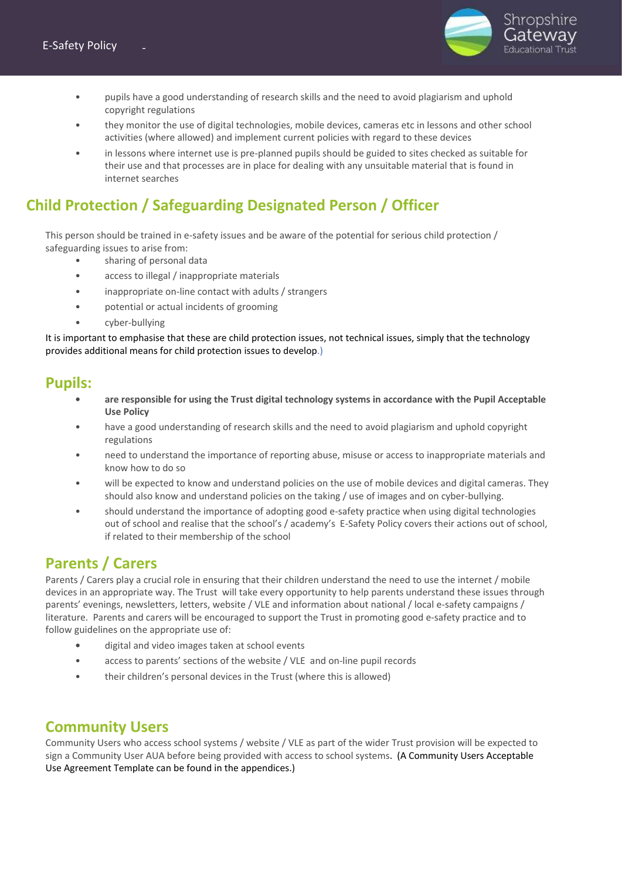- pupils have a good understanding of research skills and the need to avoid plagiarism and uphold copyright regulations
- they monitor the use of digital technologies, mobile devices, cameras etc in lessons and other school activities (where allowed) and implement current policies with regard to these devices
- in lessons where internet use is pre-planned pupils should be guided to sites checked as suitable for their use and that processes are in place for dealing with any unsuitable material that is found in internet searches

## Child Protection / Safeguarding Designated Person / Officer

This person should be trained in e-safety issues and be aware of the potential for serious child protection / safeguarding issues to arise from:

- sharing of personal data
- access to illegal / inappropriate materials
- inappropriate on-line contact with adults / strangers
- potential or actual incidents of grooming
- cyber-bullying

It is important to emphasise that these are child protection issues, not technical issues, simply that the technology provides additional means for child protection issues to develop.)

## Pupils:

- **are responsible for using the Trust digital technology systems in accordance with the Pupil Acceptable Use Policy**
- have a good understanding of research skills and the need to avoid plagiarism and uphold copyright regulations
- need to understand the importance of reporting abuse, misuse or access to inappropriate materials and know how to do so
- will be expected to know and understand policies on the use of mobile devices and digital cameras. They should also know and understand policies on the taking / use of images and on cyber-bullying.
- should understand the importance of adopting good e-safety practice when using digital technologies out of school and realise that the school's / academy's E-Safety Policy covers their actions out of school, if related to their membership of the school

## Parents / Carers

Parents / Carers play a crucial role in ensuring that their children understand the need to use the internet / mobile devices in an appropriate way. The Trust will take every opportunity to help parents understand these issues through parents' evenings, newsletters, letters, website / VLE and information about national / local e-safety campaigns / literature. Parents and carers will be encouraged to support the Trust in promoting good e-safety practice and to follow guidelines on the appropriate use of:

- digital and video images taken at school events
- access to parents' sections of the website / VLE and on-line pupil records
- their children's personal devices in the Trust (where this is allowed)

## Community Users

Community Users who access school systems / website / VLE as part of the wider Trust provision will be expected to sign a Community User AUA before being provided with access to school systems. (A Community Users Acceptable Use Agreement Template can be found in the appendices.)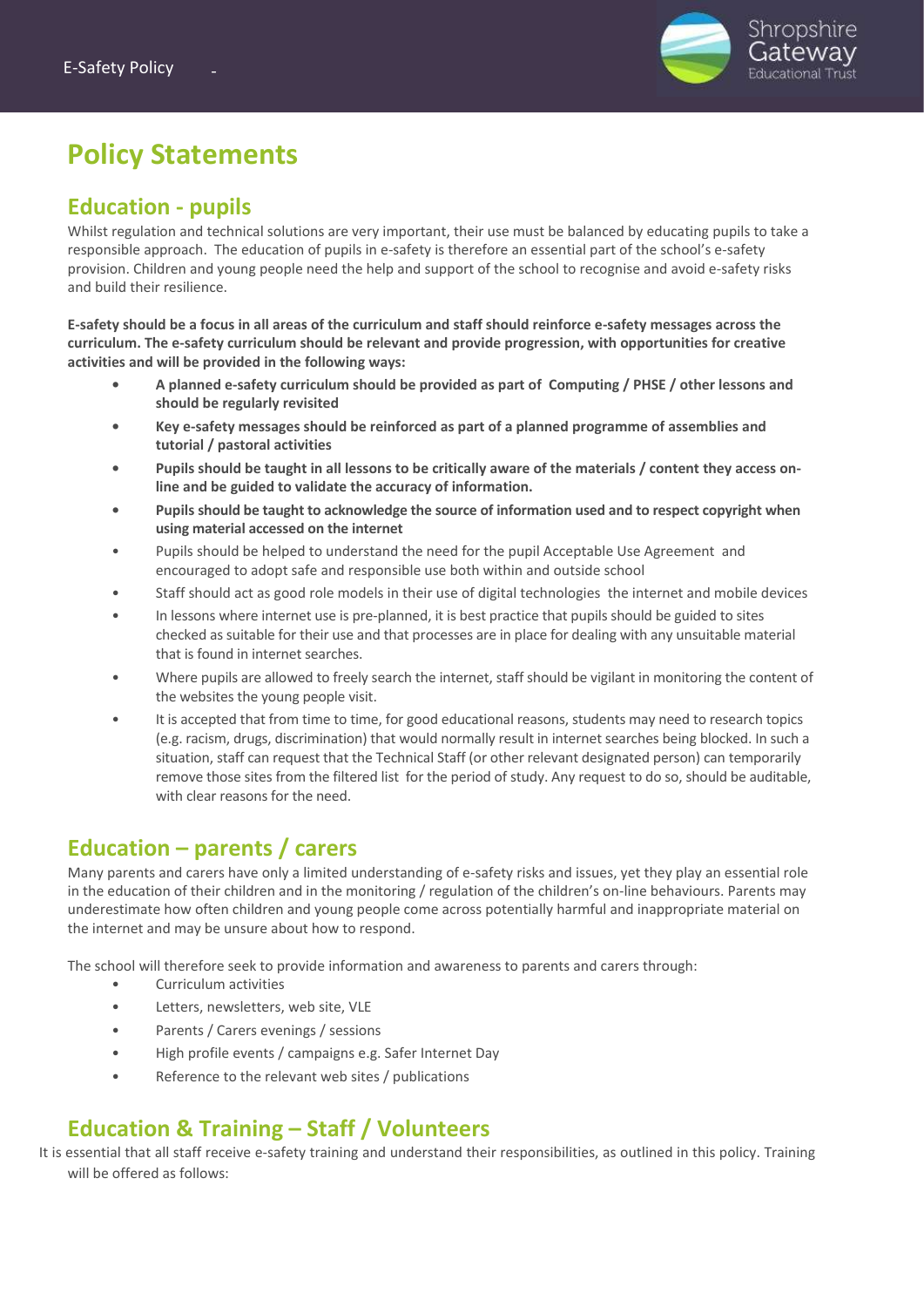# Policy Statements

## Education - pupils

Whilst regulation and technical solutions are very important, their use must be balanced by educating pupils to take a responsible approach. The education of pupils in e-safety is therefore an essential part of the school's e-safety provision. Children and young people need the help and support of the school to recognise and avoid e-safety risks and build their resilience.

**E-safety should be a focus in all areas of the curriculum and staff should reinforce e-safety messages across the curriculum. The e-safety curriculum should be relevant and provide progression, with opportunities for creative activities and will be provided in the following ways:**

- **A planned e-safety curriculum should be provided as part of Computing / PHSE / other lessons and should be regularly revisited**
- **Key e-safety messages should be reinforced as part of a planned programme of assemblies and tutorial / pastoral activities**
- **Pupils should be taught in all lessons to be critically aware of the materials / content they access on-line and be guided to validate the accuracy of information.**
- **Pupils should be taught to acknowledge the source of information used and to respect copyright when using material accessed on the internet**
- Pupils should be helped to understand the need for the pupil Acceptable Use Agreement and encouraged to adopt safe and responsible use both within and outside school
- Staff should act as good role models in their use of digital technologies the internet and mobile devices
- In lessons where internet use is pre-planned, it is best practice that pupils should be guided to sites checked as suitable for their use and that processes are in place for dealing with any unsuitable material that is found in internet searches.
- Where pupils are allowed to freely search the internet, staff should be vigilant in monitoring the content of the websites the young people visit.
- It is accepted that from time to time, for good educational reasons, students may need to research topics (e.g. racism, drugs, discrimination) that would normally result in internet searches being blocked. In such a situation, staff can request that the Technical Staff (or other relevant designated person) can temporarily remove those sites from the filtered list for the period of study. Any request to do so, should be auditable, with clear reasons for the need.

## Education – parents / carers

Many parents and carers have only a limited understanding of e-safety risks and issues, yet they play an essential role in the education of their children and in the monitoring / regulation of the children's on-line behaviours. Parents may underestimate how often children and young people come across potentially harmful and inappropriate material on the internet and may be unsure about how to respond.

The school will therefore seek to provide information and awareness to parents and carers through:

- Curriculum activities
- Letters, newsletters, web site, VLE
- Parents / Carers evenings / sessions
- High profile events / campaigns e.g. Safer Internet Day
- Reference to the relevant web sites / publications

## Education & Training – Staff / Volunteers

It is essential that all staff receive e-safety training and understand their responsibilities, as outlined in this policy. Training will be offered as follows: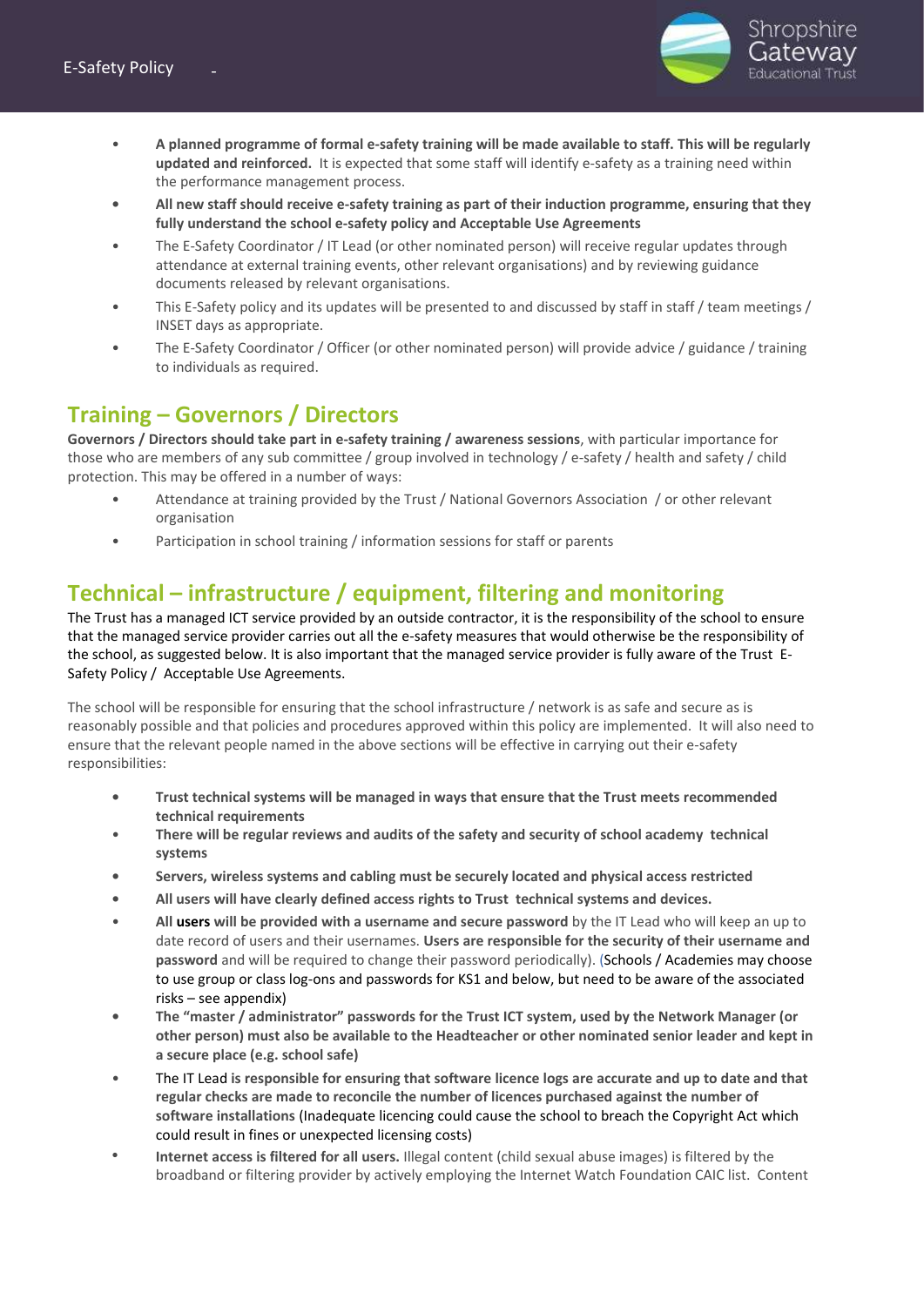- **A planned programme of formal e-safety training will be made available to staff. This will be regularly updated and reinforced.** It is expected that some staff will identify e-safety as a training need within the performance management process.
- **All new staff should receive e-safety training as part of their induction programme, ensuring that they fully understand the school e-safety policy and Acceptable Use Agreements**
- The E-Safety Coordinator / IT Lead (or other nominated person) will receive regular updates through attendance at external training events, other relevant organisations) and by reviewing guidance documents released by relevant organisations.
- This E-Safety policy and its updates will be presented to and discussed by staff in staff / team meetings / INSET days as appropriate.
- The E-Safety Coordinator / Officer (or other nominated person) will provide advice / guidance / training to individuals as required.

## Training – Governors / Directors

**Governors / Directors should take part in e-safety training / awareness sessions**, with particular importance for those who are members of any sub committee / group involved in technology / e-safety / health and safety / child protection. This may be offered in a number of ways:

- Attendance at training provided by the Trust / National Governors Association / or other relevant organisation
- Participation in school training / information sessions for staff or parents

## Technical – infrastructure / equipment, filtering and monitoring

The Trust has a managed ICT service provided by an outside contractor, it is the responsibility of the school to ensure that the managed service provider carries out all the e-safety measures that would otherwise be the responsibility of the school, as suggested below. It is also important that the managed service provider is fully aware of the Trust E-Safety Policy / Acceptable Use Agreements.

The school will be responsible for ensuring that the school infrastructure / network is as safe and secure as is reasonably possible and that policies and procedures approved within this policy are implemented. It will also need to ensure that the relevant people named in the above sections will be effective in carrying out their e-safety responsibilities:

- **Trust technical systems will be managed in ways that ensure that the Trust meets recommended technical requirements**
- **There will be regular reviews and audits of the safety and security of school academy technical systems**
- **Servers, wireless systems and cabling must be securely located and physical access restricted**
- **All users will have clearly defined access rights to Trust technical systems and devices.**
- **All users will be provided with a username and secure password** by the IT Lead who will keep an up to date record of users and their usernames. **Users are responsible for the security of their username and password** and will be required to change their password periodically). (Schools / Academies may choose to use group or class log-ons and passwords for KS1 and below, but need to be aware of the associated risks – see appendix)
- **The "master / administrator" passwords for the Trust ICT system, used by the Network Manager (or other person) must also be available to the Headteacher or other nominated senior leader and kept in a secure place (e.g. school safe)**
- The IT Lead **is responsible for ensuring that software licence logs are accurate and up to date and that regular checks are made to reconcile the number of licences purchased against the number of software installations** (Inadequate licencing could cause the school to breach the Copyright Act which could result in fines or unexpected licensing costs)
- **Internet access is filtered for all users.** Illegal content (child sexual abuse images) is filtered by the broadband or filtering provider by actively employing the Internet Watch Foundation CAIC list. Content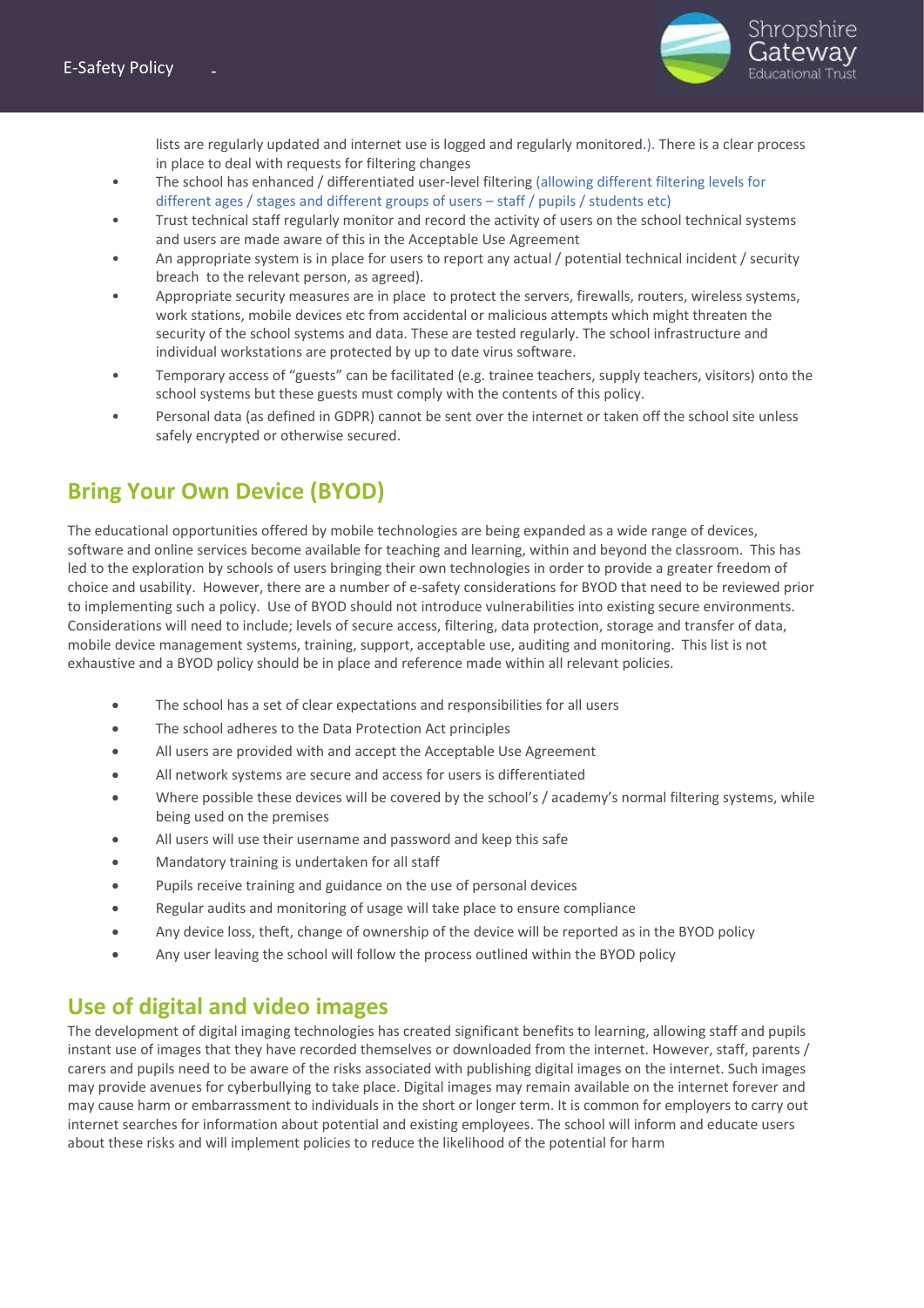lists are regularly updated and internet use is logged and regularly monitored.). There is a clear process in place to deal with requests for filtering changes

- The school has enhanced / differentiated user-level filtering (allowing different filtering levels for different ages / stages and different groups of users – staff / pupils / students etc)
- Trust technical staff regularly monitor and record the activity of users on the school technical systems and users are made aware of this in the Acceptable Use Agreement
- An appropriate system is in place for users to report any actual / potential technical incident / security breach to the relevant person, as agreed).
- Appropriate security measures are in place to protect the servers, firewalls, routers, wireless systems, work stations, mobile devices etc from accidental or malicious attempts which might threaten the security of the school systems and data. These are tested regularly. The school infrastructure and individual workstations are protected by up to date virus software.
- Temporary access of "guests" can be facilitated (e.g. trainee teachers, supply teachers, visitors) onto the school systems but these guests must comply with the contents of this policy.
- Personal data (as defined in GDPR) cannot be sent over the internet or taken off the school site unless safely encrypted or otherwise secured.

## Bring Your Own Device (BYOD)

The educational opportunities offered by mobile technologies are being expanded as a wide range of devices, software and online services become available for teaching and learning, within and beyond the classroom. This has led to the exploration by schools of users bringing their own technologies in order to provide a greater freedom of choice and usability. However, there are a number of e-safety considerations for BYOD that need to be reviewed prior to implementing such a policy. Use of BYOD should not introduce vulnerabilities into existing secure environments. Considerations will need to include; levels of secure access, filtering, data protection, storage and transfer of data, mobile device management systems, training, support, acceptable use, auditing and monitoring. This list is not exhaustive and a BYOD policy should be in place and reference made within all relevant policies.

- The school has a set of clear expectations and responsibilities for all users
- The school adheres to the Data Protection Act principles
- All users are provided with and accept the Acceptable Use Agreement
- All network systems are secure and access for users is differentiated
- Where possible these devices will be covered by the school's / academy's normal filtering systems, while being used on the premises
- All users will use their username and password and keep this safe
- Mandatory training is undertaken for all staff
- Pupils receive training and guidance on the use of personal devices
- Regular audits and monitoring of usage will take place to ensure compliance
- Any device loss, theft, change of ownership of the device will be reported as in the BYOD policy
- Any user leaving the school will follow the process outlined within the BYOD policy

## Use of digital and video images

The development of digital imaging technologies has created significant benefits to learning, allowing staff and pupils instant use of images that they have recorded themselves or downloaded from the internet. However, staff, parents / carers and pupils need to be aware of the risks associated with publishing digital images on the internet. Such images may provide avenues for cyberbullying to take place. Digital images may remain available on the internet forever and may cause harm or embarrassment to individuals in the short or longer term. It is common for employers to carry out internet searches for information about potential and existing employees. The school will inform and educate users about these risks and will implement policies to reduce the likelihood of the potential for harm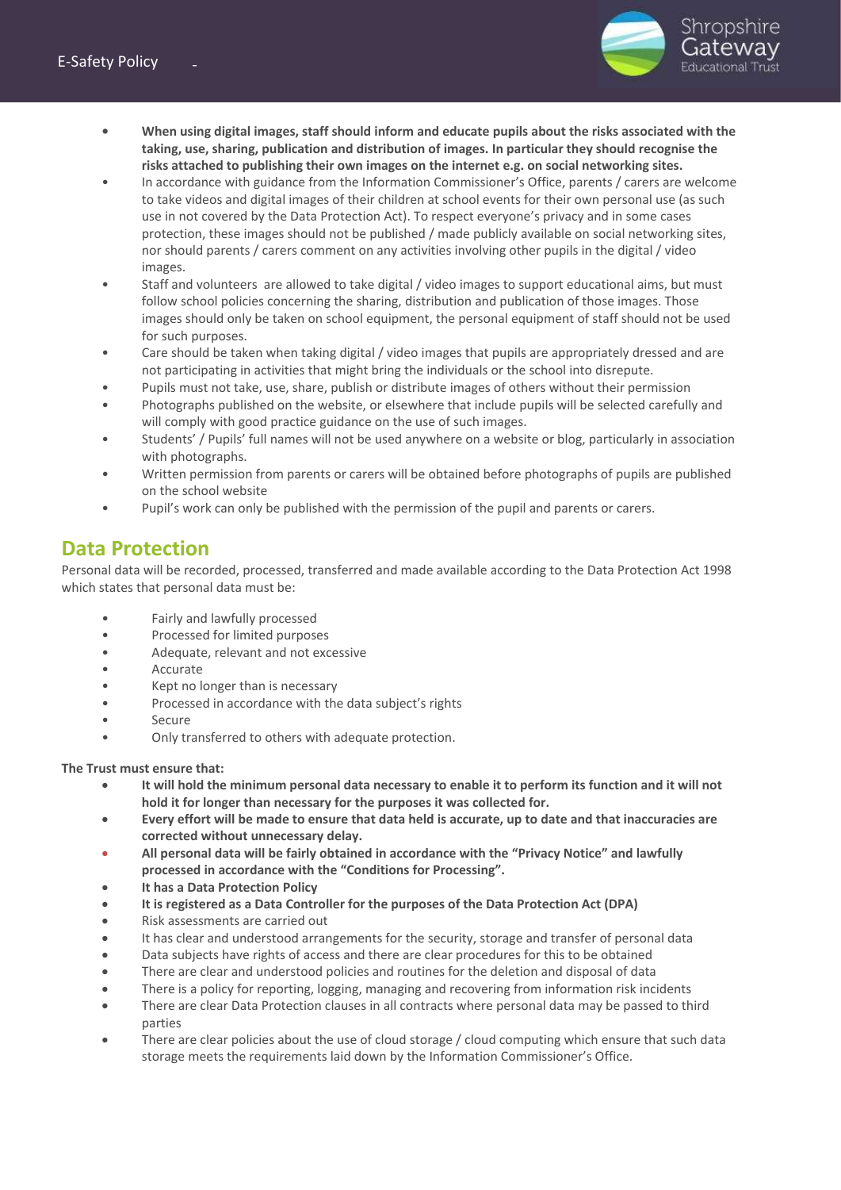- **When using digital images, staff should inform and educate pupils about the risks associated with the taking, use, sharing, publication and distribution of images. In particular they should recognise the risks attached to publishing their own images on the internet e.g. on social networking sites.**
- In accordance with guidance from the Information Commissioner's Office, parents / carers are welcome to take videos and digital images of their children at school events for their own personal use (as such use in not covered by the Data Protection Act). To respect everyone's privacy and in some cases protection, these images should not be published / made publicly available on social networking sites, nor should parents / carers comment on any activities involving other pupils in the digital / video images.
- Staff and volunteers are allowed to take digital / video images to support educational aims, but must follow school policies concerning the sharing, distribution and publication of those images. Those images should only be taken on school equipment, the personal equipment of staff should not be used for such purposes.
- Care should be taken when taking digital / video images that pupils are appropriately dressed and are not participating in activities that might bring the individuals or the school into disrepute.
- Pupils must not take, use, share, publish or distribute images of others without their permission
- Photographs published on the website, or elsewhere that include pupils will be selected carefully and will comply with good practice guidance on the use of such images.
- Students' / Pupils' full names will not be used anywhere on a website or blog, particularly in association with photographs.
- Written permission from parents or carers will be obtained before photographs of pupils are published on the school website
- Pupil's work can only be published with the permission of the pupil and parents or carers.

## Data Protection

Personal data will be recorded, processed, transferred and made available according to the Data Protection Act 1998 which states that personal data must be:

- Fairly and lawfully processed
- Processed for limited purposes
- Adequate, relevant and not excessive
- Accurate
- Kept no longer than is necessary
- Processed in accordance with the data subject's rights
- Secure
- Only transferred to others with adequate protection.

**The Trust must ensure that:**

- **It will hold the minimum personal data necessary to enable it to perform its function and it will not hold it for longer than necessary for the purposes it was collected for.**
- **Every effort will be made to ensure that data held is accurate, up to date and that inaccuracies are corrected without unnecessary delay.**
- **All personal data will be fairly obtained in accordance with the "Privacy Notice" and lawfully processed in accordance with the "Conditions for Processing".**
- **It has a Data Protection Policy**
- **It is registered as a Data Controller for the purposes of the Data Protection Act (DPA)**
- Risk assessments are carried out
- It has clear and understood arrangements for the security, storage and transfer of personal data
- Data subjects have rights of access and there are clear procedures for this to be obtained
- There are clear and understood policies and routines for the deletion and disposal of data
- There is a policy for reporting, logging, managing and recovering from information risk incidents
- There are clear Data Protection clauses in all contracts where personal data may be passed to third parties
- There are clear policies about the use of cloud storage / cloud computing which ensure that such data storage meets the requirements laid down by the Information Commissioner's Office.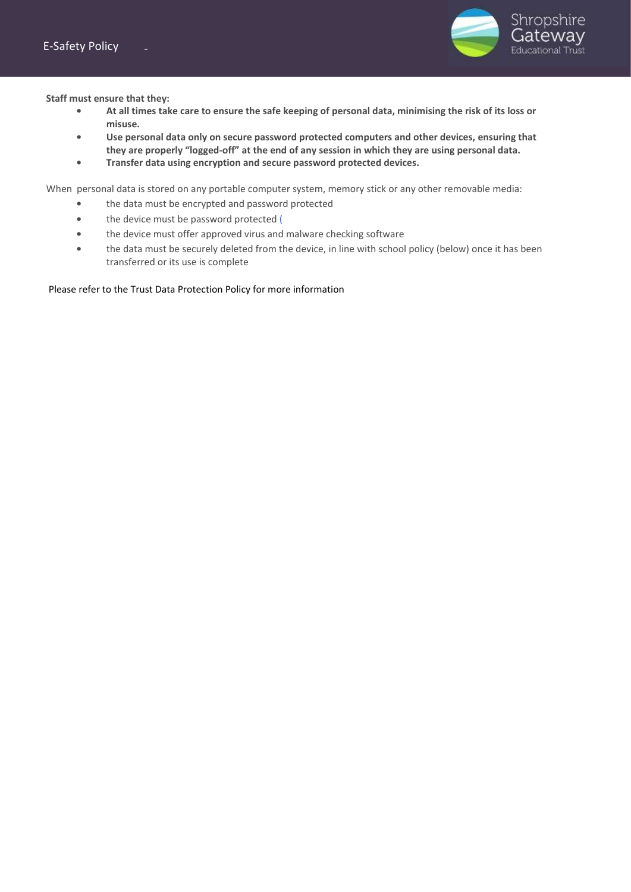**Staff must ensure that they:**

- **At all times take care to ensure the safe keeping of personal data, minimising the risk of its loss or misuse.**
- **Use personal data only on secure password protected computers and other devices, ensuring that they are properly "logged-off" at the end of any session in which they are using personal data.**
- **Transfer data using encryption and secure password protected devices.**

When personal data is stored on any portable computer system, memory stick or any other removable media:

- the data must be encrypted and password protected
- the device must be password protected (
- the device must offer approved virus and malware checking software
- the data must be securely deleted from the device, in line with school policy (below) once it has been transferred or its use is complete

Please refer to the Trust Data Protection Policy for more information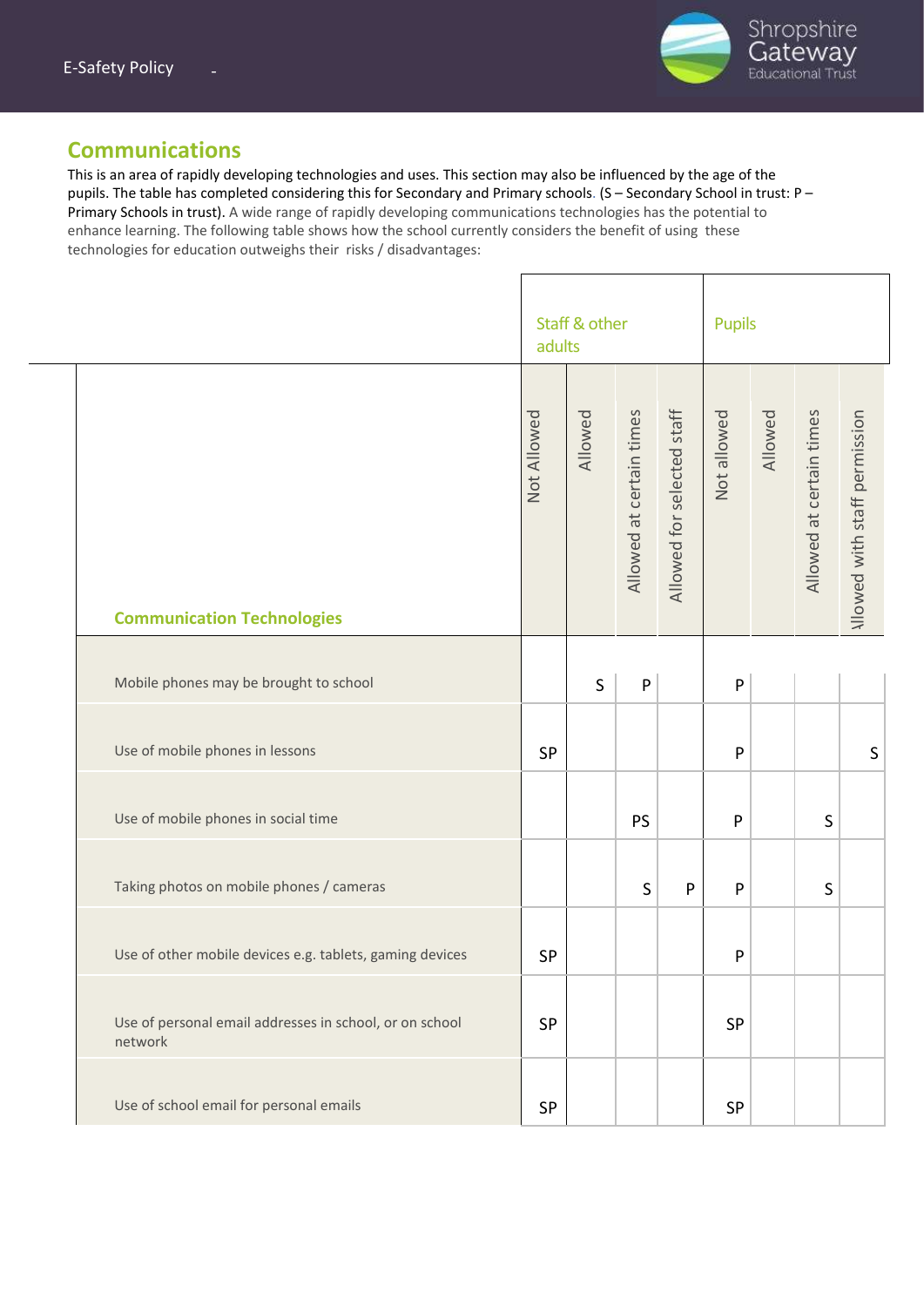## Communications

This is an area of rapidly developing technologies and uses. This section may also be influenced by the age of the pupils. The table has completed considering this for Secondary and Primary schools. (S – Secondary School in trust: P – Primary Schools in trust). A wide range of rapidly developing communications technologies has the potential to enhance learning. The following table shows how the school currently considers the benefit of using these technologies for education outweighs their risks / disadvantages:

| | Staff & other adults | | | | Pupils | | | |
|---|---|---|---|---|---|---|---|---|
| **Communication Technologies** | Not Allowed | Allowed | Allowed at certain times | Allowed for selected staff | Not allowed | Allowed | Allowed at certain times | Allowed with staff permission |
| Mobile phones may be brought to school | | S | P | | P | | | |
| Use of mobile phones in lessons | SP | | | | P | | | S |
| Use of mobile phones in social time | | | PS | | P | | S | |
| Taking photos on mobile phones / cameras | | | S | P | P | | S | |
| Use of other mobile devices e.g. tablets, gaming devices | SP | | | | P | | | |
| Use of personal email addresses in school, or on school network | SP | | | | SP | | | |
| Use of school email for personal emails | SP | | | | SP | | | |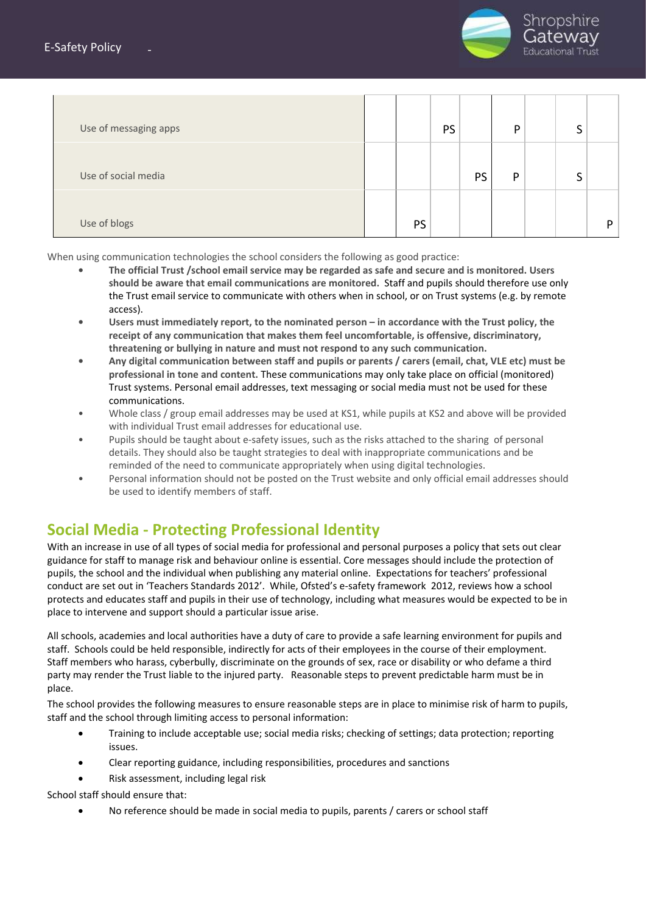| | | | | | | | | |
|---|---|---|---|---|---|---|---|---|
| Use of messaging apps | | | PS | | P | | S | |
| Use of social media | | | | PS | P | | S | |
| Use of blogs | | PS | | | | | | P |

When using communication technologies the school considers the following as good practice:

- **The official Trust /school email service may be regarded as safe and secure and is monitored. Users should be aware that email communications are monitored.** Staff and pupils should therefore use only the Trust email service to communicate with others when in school, or on Trust systems (e.g. by remote access).
- **Users must immediately report, to the nominated person – in accordance with the Trust policy, the receipt of any communication that makes them feel uncomfortable, is offensive, discriminatory, threatening or bullying in nature and must not respond to any such communication.**
- **Any digital communication between staff and pupils or parents / carers (email, chat, VLE etc) must be professional in tone and content.** These communications may only take place on official (monitored) Trust systems. Personal email addresses, text messaging or social media must not be used for these communications.
- Whole class / group email addresses may be used at KS1, while pupils at KS2 and above will be provided with individual Trust email addresses for educational use.
- Pupils should be taught about e-safety issues, such as the risks attached to the sharing of personal details. They should also be taught strategies to deal with inappropriate communications and be reminded of the need to communicate appropriately when using digital technologies.
- Personal information should not be posted on the Trust website and only official email addresses should be used to identify members of staff.

## Social Media - Protecting Professional Identity

With an increase in use of all types of social media for professional and personal purposes a policy that sets out clear guidance for staff to manage risk and behaviour online is essential. Core messages should include the protection of pupils, the school and the individual when publishing any material online. Expectations for teachers' professional conduct are set out in 'Teachers Standards 2012'. While, Ofsted's e-safety framework 2012, reviews how a school protects and educates staff and pupils in their use of technology, including what measures would be expected to be in place to intervene and support should a particular issue arise.

All schools, academies and local authorities have a duty of care to provide a safe learning environment for pupils and staff. Schools could be held responsible, indirectly for acts of their employees in the course of their employment. Staff members who harass, cyberbully, discriminate on the grounds of sex, race or disability or who defame a third party may render the Trust liable to the injured party. Reasonable steps to prevent predictable harm must be in place.

The school provides the following measures to ensure reasonable steps are in place to minimise risk of harm to pupils, staff and the school through limiting access to personal information:

- Training to include acceptable use; social media risks; checking of settings; data protection; reporting issues.
- Clear reporting guidance, including responsibilities, procedures and sanctions
- Risk assessment, including legal risk

School staff should ensure that:

- No reference should be made in social media to pupils, parents / carers or school staff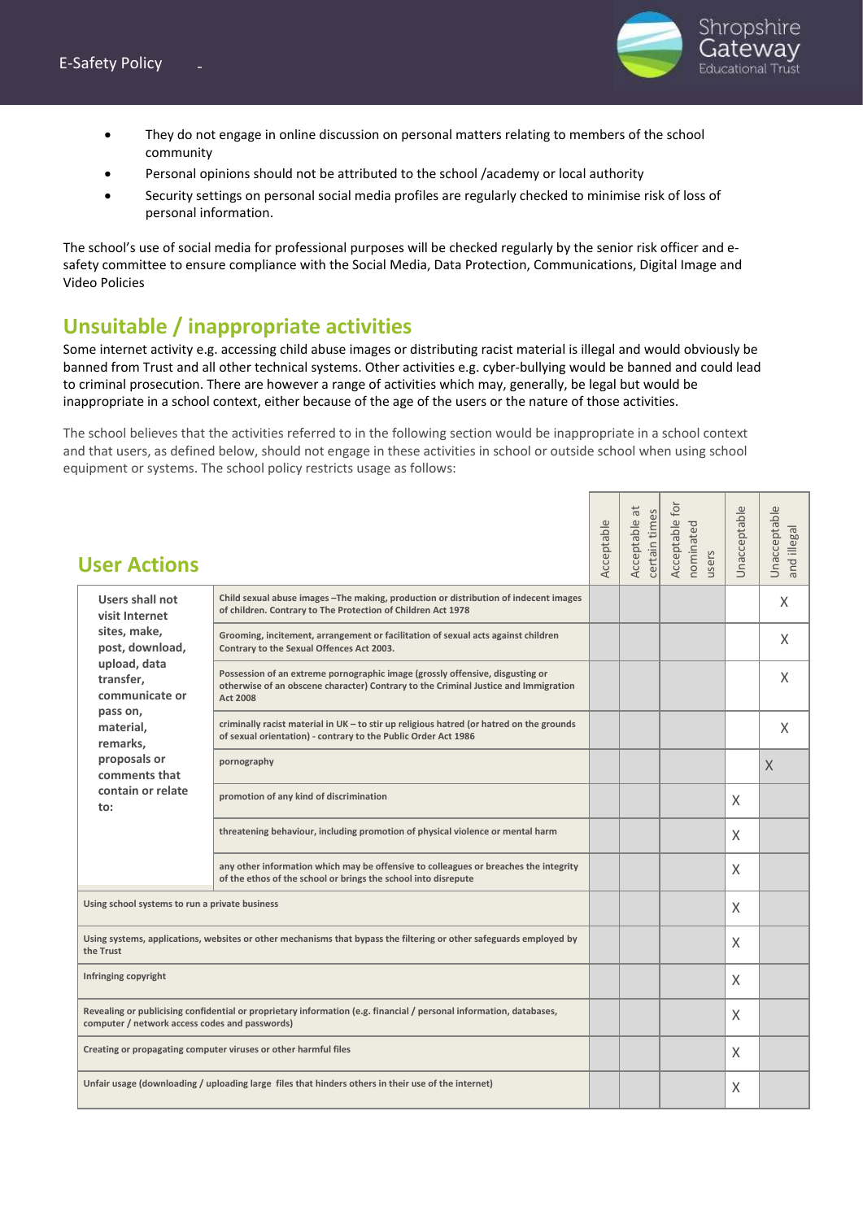- They do not engage in online discussion on personal matters relating to members of the school community
- Personal opinions should not be attributed to the school /academy or local authority
- Security settings on personal social media profiles are regularly checked to minimise risk of loss of personal information.

The school's use of social media for professional purposes will be checked regularly by the senior risk officer and e-safety committee to ensure compliance with the Social Media, Data Protection, Communications, Digital Image and Video Policies

## Unsuitable / inappropriate activities

Some internet activity e.g. accessing child abuse images or distributing racist material is illegal and would obviously be banned from Trust and all other technical systems. Other activities e.g. cyber-bullying would be banned and could lead to criminal prosecution. There are however a range of activities which may, generally, be legal but would be inappropriate in a school context, either because of the age of the users or the nature of those activities.

The school believes that the activities referred to in the following section would be inappropriate in a school context and that users, as defined below, should not engage in these activities in school or outside school when using school equipment or systems. The school policy restricts usage as follows:

| **User Actions** | | Acceptable | Acceptable at certain times | Acceptable for nominated users | Unacceptable | Unacceptable and illegal |
|---|---|---|---|---|---|---|
| **Users shall not visit Internet sites, make, post, download, upload, data transfer, communicate or pass on, material, remarks, proposals or comments that contain or relate to:** | Child sexual abuse images –The making, production or distribution of indecent images of children. Contrary to The Protection of Children Act 1978 | | | | | X |
| | Grooming, incitement, arrangement or facilitation of sexual acts against children Contrary to the Sexual Offences Act 2003. | | | | | X |
| | Possession of an extreme pornographic image (grossly offensive, disgusting or otherwise of an obscene character) Contrary to the Criminal Justice and Immigration Act 2008 | | | | | X |
| | criminally racist material in UK – to stir up religious hatred (or hatred on the grounds of sexual orientation) - contrary to the Public Order Act 1986 | | | | | X |
| | pornography | | | | | X |
| | promotion of any kind of discrimination | | | | X | |
| | threatening behaviour, including promotion of physical violence or mental harm | | | | X | |
| | any other information which may be offensive to colleagues or breaches the integrity of the ethos of the school or brings the school into disrepute | | | | X | |
| Using school systems to run a private business | | | | | X | |
| Using systems, applications, websites or other mechanisms that bypass the filtering or other safeguards employed by the Trust | | | | | X | |
| Infringing copyright | | | | | X | |
| Revealing or publicising confidential or proprietary information (e.g. financial / personal information, databases, computer / network access codes and passwords) | | | | | X | |
| Creating or propagating computer viruses or other harmful files | | | | | X | |
| Unfair usage (downloading / uploading large files that hinders others in their use of the internet) | | | | | X | |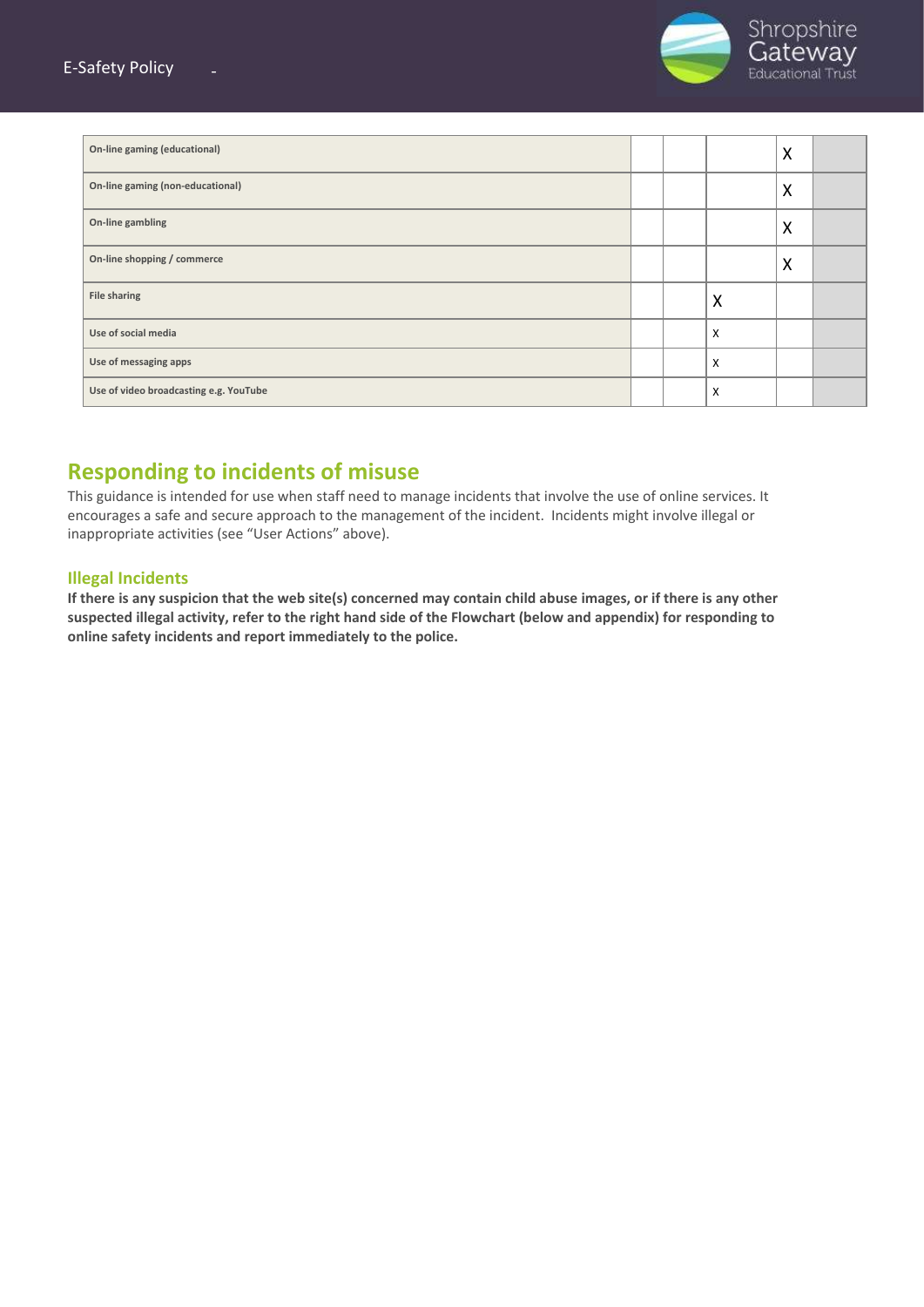| | | | | | |
|---|---|---|---|---|---|
| **On-line gaming (educational)** | | | | X | |
| **On-line gaming (non-educational)** | | | | X | |
| **On-line gambling** | | | | X | |
| **On-line shopping / commerce** | | | | X | |
| **File sharing** | | | X | | |
| **Use of social media** | | | x | | |
| **Use of messaging apps** | | | x | | |
| **Use of video broadcasting e.g. YouTube** | | | x | | |

## Responding to incidents of misuse

This guidance is intended for use when staff need to manage incidents that involve the use of online services. It encourages a safe and secure approach to the management of the incident. Incidents might involve illegal or inappropriate activities (see "User Actions" above).

### Illegal Incidents

**If there is any suspicion that the web site(s) concerned may contain child abuse images, or if there is any other suspected illegal activity, refer to the right hand side of the Flowchart (below and appendix) for responding to online safety incidents and report immediately to the police.**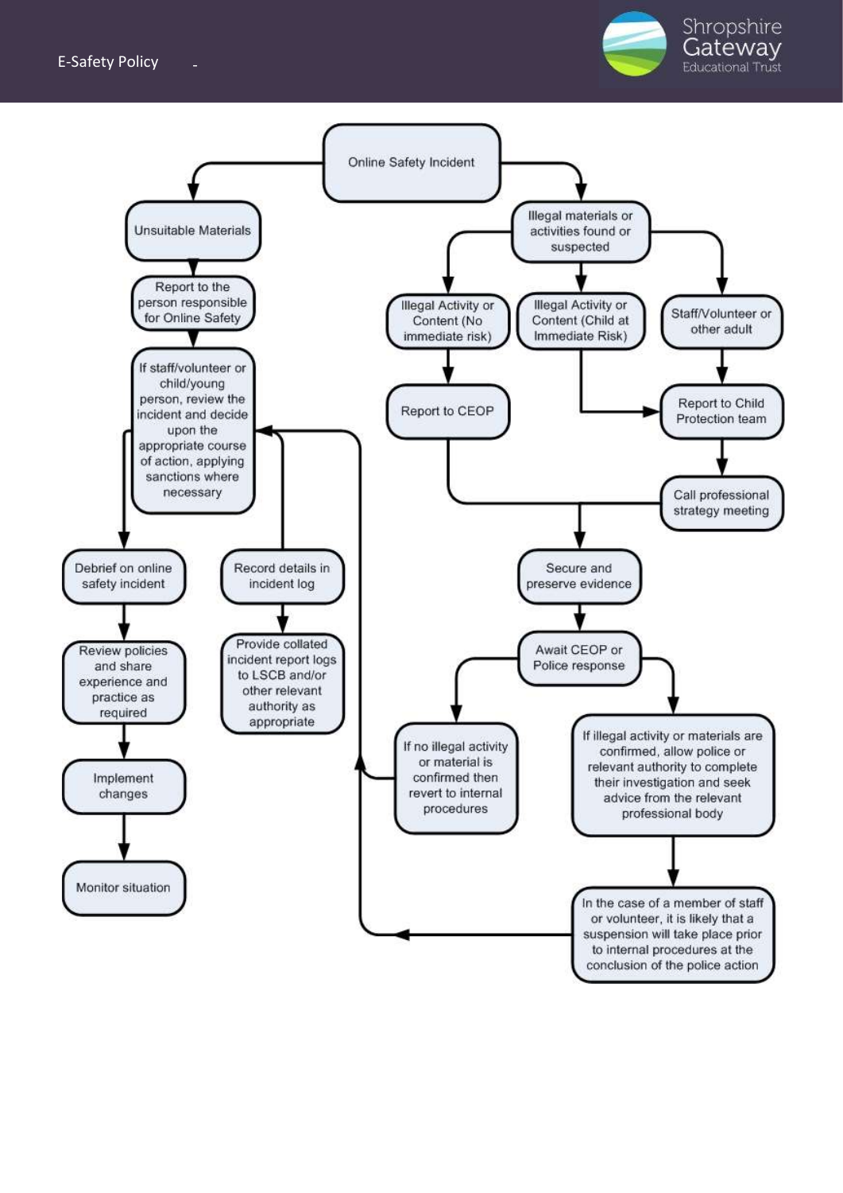Online Safety Incident

- Unsuitable Materials
  - Report to the person responsible for Online Safety
  - If staff/volunteer or child/young person, review the incident and decide upon the appropriate course of action, applying sanctions where necessary
    - Debrief on online safety incident
      - Review policies and share experience and practice as required
      - Implement changes
      - Monitor situation
    - Record details in incident log
      - Provide collated incident report logs to LSCB and/or other relevant authority as appropriate

- Illegal materials or activities found or suspected
  - Illegal Activity or Content (No immediate risk)
    - Report to CEOP
  - Illegal Activity or Content (Child at Immediate Risk)
    - Report to Child Protection team
  - Staff/Volunteer or other adult
    - Report to Child Protection team
    - Call professional strategy meeting
  - Secure and preserve evidence
  - Await CEOP or Police response
    - If no illegal activity or material is confirmed then revert to internal procedures
    - If illegal activity or materials are confirmed, allow police or relevant authority to complete their investigation and seek advice from the relevant professional body
      - In the case of a member of staff or volunteer, it is likely that a suspension will take place prior to internal procedures at the conclusion of the police action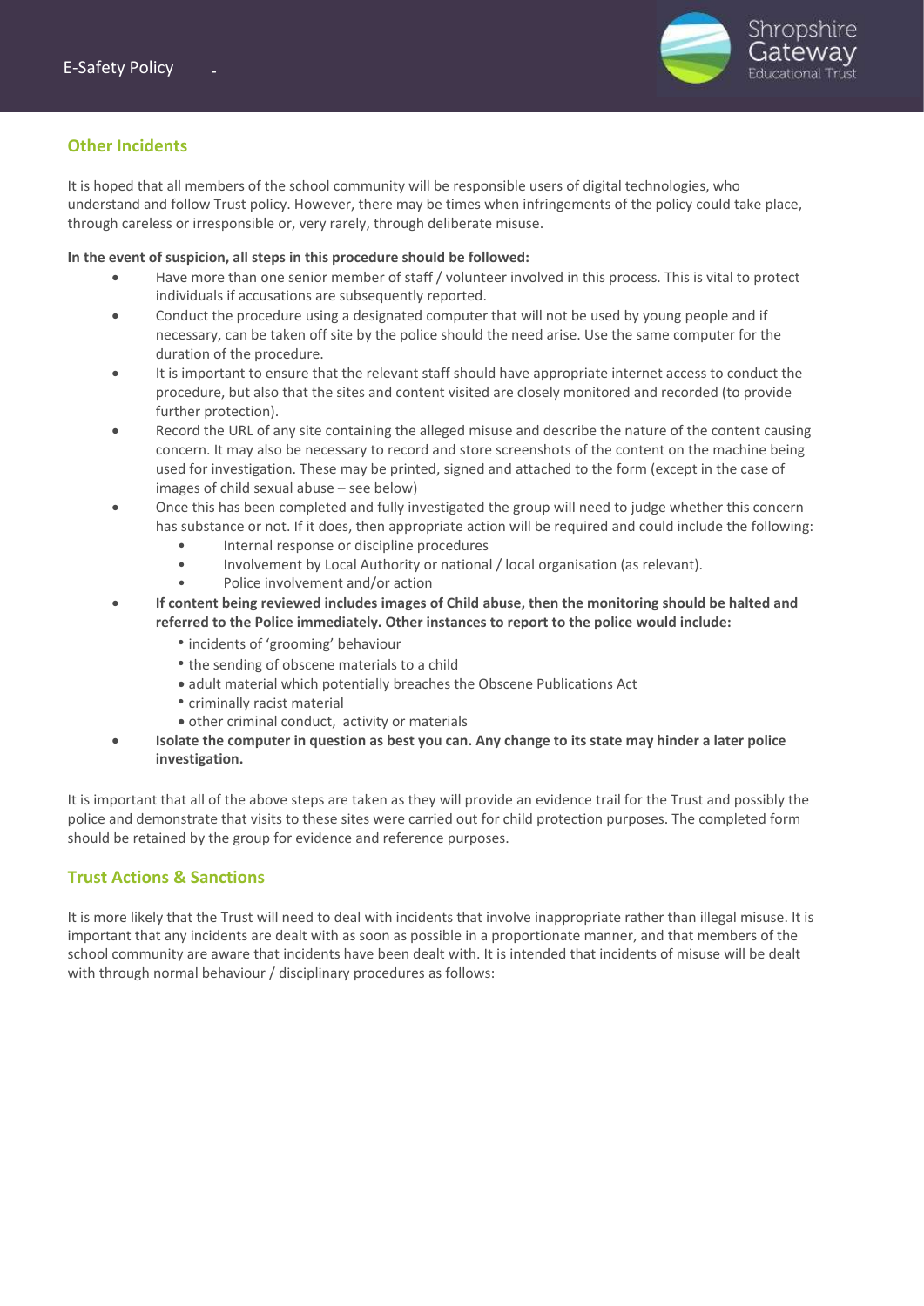## Other Incidents

It is hoped that all members of the school community will be responsible users of digital technologies, who understand and follow Trust policy. However, there may be times when infringements of the policy could take place, through careless or irresponsible or, very rarely, through deliberate misuse.

**In the event of suspicion, all steps in this procedure should be followed:**

- Have more than one senior member of staff / volunteer involved in this process. This is vital to protect individuals if accusations are subsequently reported.
- Conduct the procedure using a designated computer that will not be used by young people and if necessary, can be taken off site by the police should the need arise. Use the same computer for the duration of the procedure.
- It is important to ensure that the relevant staff should have appropriate internet access to conduct the procedure, but also that the sites and content visited are closely monitored and recorded (to provide further protection).
- Record the URL of any site containing the alleged misuse and describe the nature of the content causing concern. It may also be necessary to record and store screenshots of the content on the machine being used for investigation. These may be printed, signed and attached to the form (except in the case of images of child sexual abuse – see below)
- Once this has been completed and fully investigated the group will need to judge whether this concern has substance or not. If it does, then appropriate action will be required and could include the following:
    - Internal response or discipline procedures
    - Involvement by Local Authority or national / local organisation (as relevant).
    - Police involvement and/or action
- **If content being reviewed includes images of Child abuse, then the monitoring should be halted and referred to the Police immediately. Other instances to report to the police would include:**
    - incidents of 'grooming' behaviour
    - the sending of obscene materials to a child
    - adult material which potentially breaches the Obscene Publications Act
    - criminally racist material
    - other criminal conduct, activity or materials
- **Isolate the computer in question as best you can. Any change to its state may hinder a later police investigation.**

It is important that all of the above steps are taken as they will provide an evidence trail for the Trust and possibly the police and demonstrate that visits to these sites were carried out for child protection purposes. The completed form should be retained by the group for evidence and reference purposes.

## Trust Actions & Sanctions

It is more likely that the Trust will need to deal with incidents that involve inappropriate rather than illegal misuse. It is important that any incidents are dealt with as soon as possible in a proportionate manner, and that members of the school community are aware that incidents have been dealt with. It is intended that incidents of misuse will be dealt with through normal behaviour / disciplinary procedures as follows: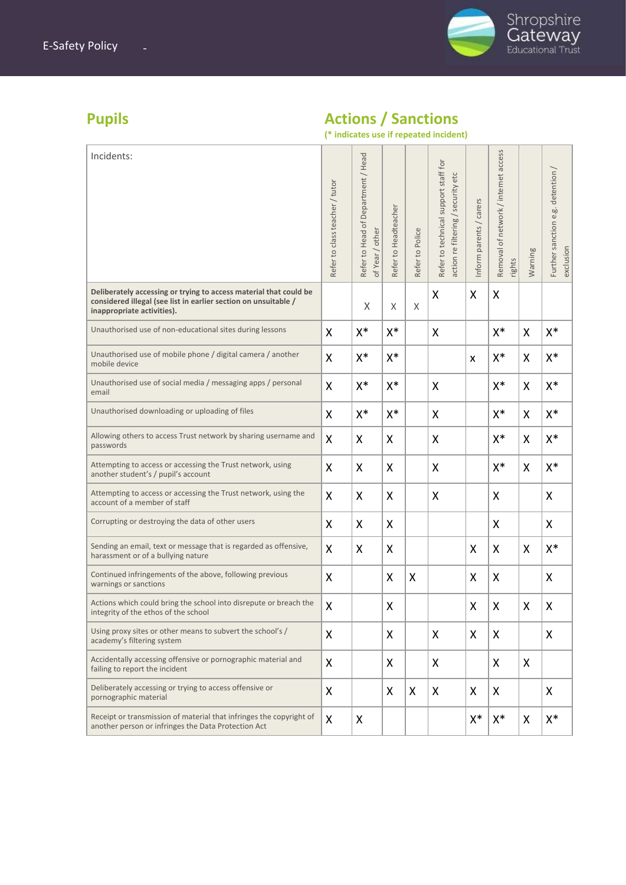## Pupils

## Actions / Sanctions

**(* indicates use if repeated incident)**

| Incidents: | Refer to class teacher / tutor | Refer to Head of Department / Head of Year / other | Refer to Headteacher | Refer to Police | Refer to technical support staff for action re filtering / security etc | Inform parents / carers | Removal of network / internet access rights | Warning | Further sanction e.g. detention / exclusion |
|---|---|---|---|---|---|---|---|---|---|
| **Deliberately accessing or trying to access material that could be considered illegal (see list in earlier section on unsuitable / inappropriate activities).** | | X | X | X | X | X | X | | |
| Unauthorised use of non-educational sites during lessons | X | X* | X* | | X | | X* | X | X* |
| Unauthorised use of mobile phone / digital camera / another mobile device | X | X* | X* | | | x | X* | X | X* |
| Unauthorised use of social media / messaging apps / personal email | X | X* | X* | | X | | X* | X | X* |
| Unauthorised downloading or uploading of files | X | X* | X* | | X | | X* | X | X* |
| Allowing others to access Trust network by sharing username and passwords | X | X | X | | X | | X* | X | X* |
| Attempting to access or accessing the Trust network, using another student's / pupil's account | X | X | X | | X | | X* | X | X* |
| Attempting to access or accessing the Trust network, using the account of a member of staff | X | X | X | | X | | X | | X |
| Corrupting or destroying the data of other users | X | X | X | | | | X | | X |
| Sending an email, text or message that is regarded as offensive, harassment or of a bullying nature | X | X | X | | | X | X | X | X* |
| Continued infringements of the above, following previous warnings or sanctions | X | | X | X | | X | X | | X |
| Actions which could bring the school into disrepute or breach the integrity of the ethos of the school | X | | X | | | X | X | X | X |
| Using proxy sites or other means to subvert the school's / academy's filtering system | X | | X | | X | X | X | | X |
| Accidentally accessing offensive or pornographic material and failing to report the incident | X | | X | | X | | X | X | |
| Deliberately accessing or trying to access offensive or pornographic material | X | | X | X | X | X | X | | X |
| Receipt or transmission of material that infringes the copyright of another person or infringes the Data Protection Act | X | X | | | | X* | X* | X | X* |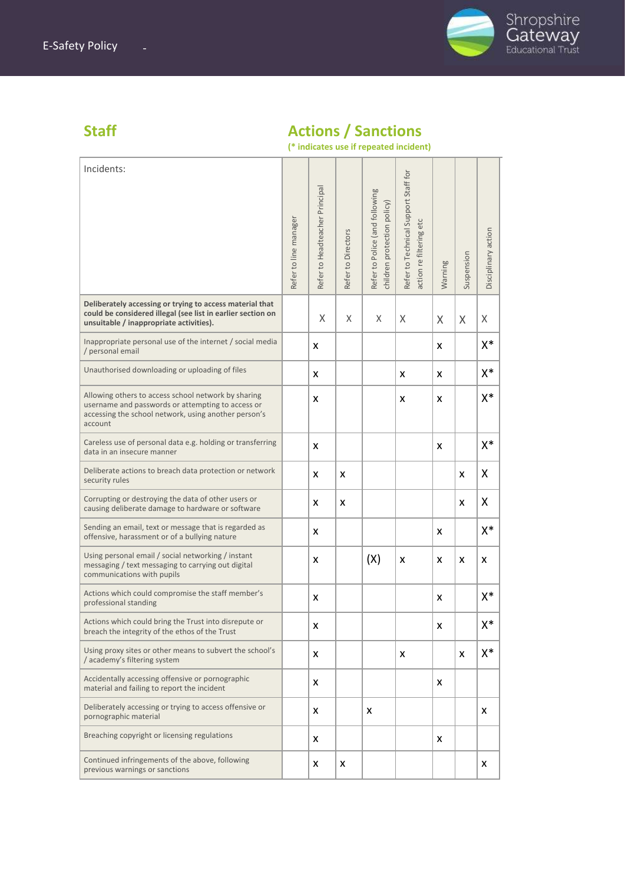## Staff

## Actions / Sanctions

**(* indicates use if repeated incident)**

| Incidents: | Refer to line manager | Refer to Headteacher Principal | Refer to Directors | Refer to Police (and following children protection policy) | Refer to Technical Support Staff for action re filtering etc | Warning | Suspension | Disciplinary action |
|---|---|---|---|---|---|---|---|---|
| **Deliberately accessing or trying to access material that could be considered illegal (see list in earlier section on unsuitable / inappropriate activities).** | | X | X | X | X | X | X | X |
| Inappropriate personal use of the internet / social media / personal email | | x | | | | x | | X* |
| Unauthorised downloading or uploading of files | | x | | | x | x | | X* |
| Allowing others to access school network by sharing username and passwords or attempting to access or accessing the school network, using another person's account | | x | | | x | x | | X* |
| Careless use of personal data e.g. holding or transferring data in an insecure manner | | x | | | | x | | X* |
| Deliberate actions to breach data protection or network security rules | | x | x | | | | x | X |
| Corrupting or destroying the data of other users or causing deliberate damage to hardware or software | | x | x | | | | x | X |
| Sending an email, text or message that is regarded as offensive, harassment or of a bullying nature | | x | | | | x | | X* |
| Using personal email / social networking / instant messaging / text messaging to carrying out digital communications with pupils | | x | | (X) | x | x | x | x |
| Actions which could compromise the staff member's professional standing | | x | | | | x | | X* |
| Actions which could bring the Trust into disrepute or breach the integrity of the ethos of the Trust | | x | | | | x | | X* |
| Using proxy sites or other means to subvert the school's / academy's filtering system | | x | | | x | | x | X* |
| Accidentally accessing offensive or pornographic material and failing to report the incident | | x | | | | x | | |
| Deliberately accessing or trying to access offensive or pornographic material | | x | | x | | | | x |
| Breaching copyright or licensing regulations | | x | | | | x | | |
| Continued infringements of the above, following previous warnings or sanctions | | x | x | | | | | x |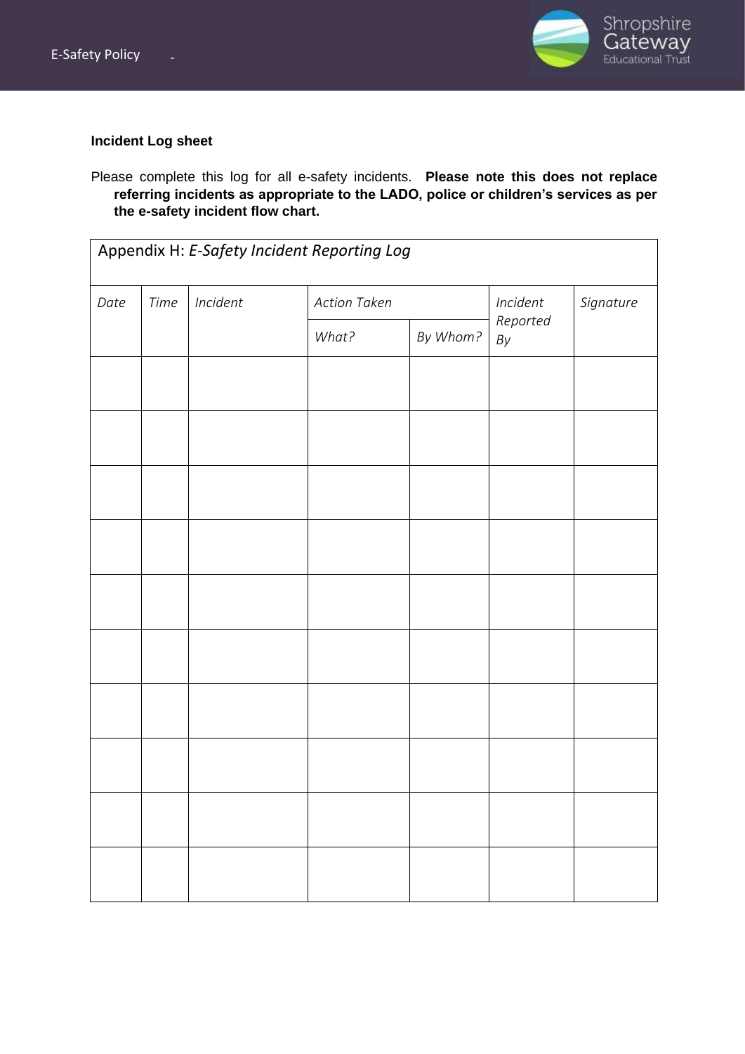**Incident Log sheet**

Please complete this log for all e-safety incidents. **Please note this does not replace referring incidents as appropriate to the LADO, police or children's services as per the e-safety incident flow chart.**

| Appendix H: *E-Safety Incident Reporting Log* | | | | | | |
|---|---|---|---|---|---|---|
| *Date* | *Time* | *Incident* | *Action Taken* | | *Incident Reported By* | *Signature* |
| | | | *What?* | *By Whom?* | | |
| | | | | | | |
| | | | | | | |
| | | | | | | |
| | | | | | | |
| | | | | | | |
| | | | | | | |
| | | | | | | |
| | | | | | | |
| | | | | | | |
| | | | | | | |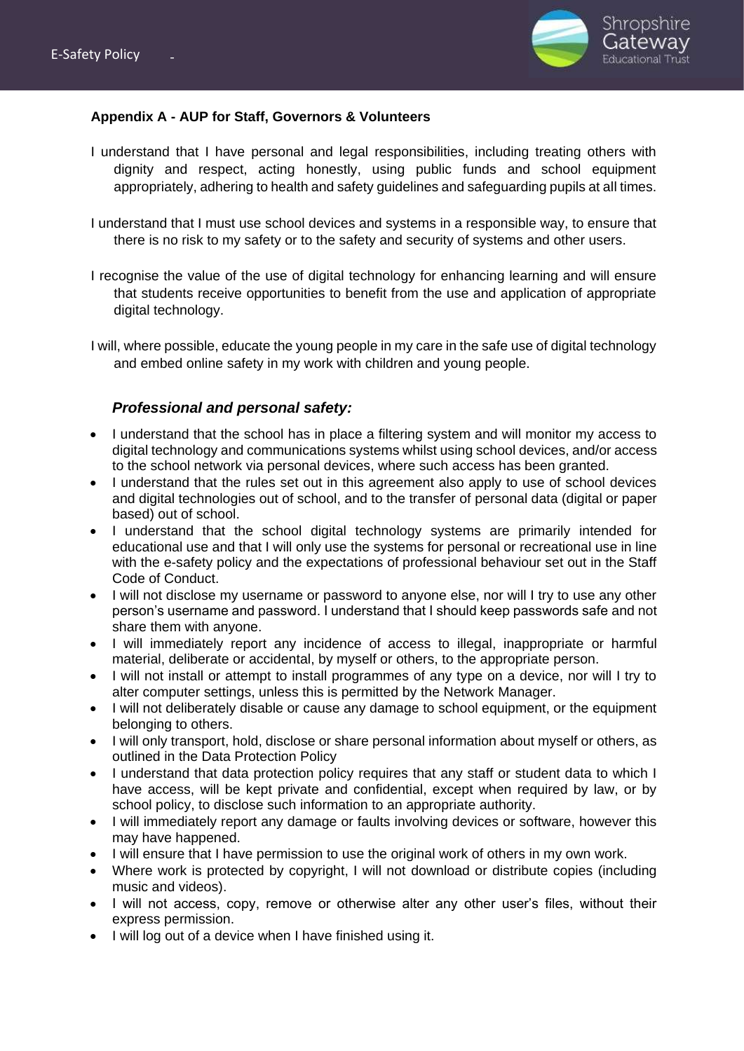**Appendix A - AUP for Staff, Governors & Volunteers**

I understand that I have personal and legal responsibilities, including treating others with dignity and respect, acting honestly, using public funds and school equipment appropriately, adhering to health and safety guidelines and safeguarding pupils at all times.

I understand that I must use school devices and systems in a responsible way, to ensure that there is no risk to my safety or to the safety and security of systems and other users.

I recognise the value of the use of digital technology for enhancing learning and will ensure that students receive opportunities to benefit from the use and application of appropriate digital technology.

I will, where possible, educate the young people in my care in the safe use of digital technology and embed online safety in my work with children and young people.

***Professional and personal safety:***

- I understand that the school has in place a filtering system and will monitor my access to digital technology and communications systems whilst using school devices, and/or access to the school network via personal devices, where such access has been granted.
- I understand that the rules set out in this agreement also apply to use of school devices and digital technologies out of school, and to the transfer of personal data (digital or paper based) out of school.
- I understand that the school digital technology systems are primarily intended for educational use and that I will only use the systems for personal or recreational use in line with the e-safety policy and the expectations of professional behaviour set out in the Staff Code of Conduct.
- I will not disclose my username or password to anyone else, nor will I try to use any other person's username and password. I understand that I should keep passwords safe and not share them with anyone.
- I will immediately report any incidence of access to illegal, inappropriate or harmful material, deliberate or accidental, by myself or others, to the appropriate person.
- I will not install or attempt to install programmes of any type on a device, nor will I try to alter computer settings, unless this is permitted by the Network Manager.
- I will not deliberately disable or cause any damage to school equipment, or the equipment belonging to others.
- I will only transport, hold, disclose or share personal information about myself or others, as outlined in the Data Protection Policy
- I understand that data protection policy requires that any staff or student data to which I have access, will be kept private and confidential, except when required by law, or by school policy, to disclose such information to an appropriate authority.
- I will immediately report any damage or faults involving devices or software, however this may have happened.
- I will ensure that I have permission to use the original work of others in my own work.
- Where work is protected by copyright, I will not download or distribute copies (including music and videos).
- I will not access, copy, remove or otherwise alter any other user's files, without their express permission.
- I will log out of a device when I have finished using it.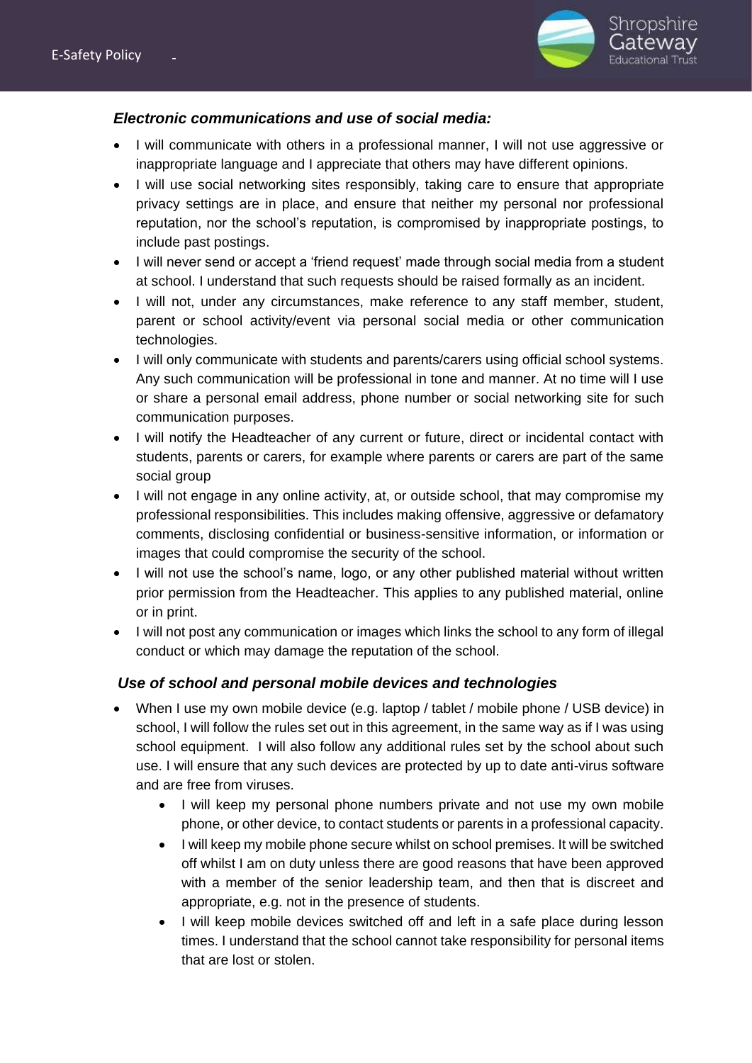### *Electronic communications and use of social media:*

- I will communicate with others in a professional manner, I will not use aggressive or inappropriate language and I appreciate that others may have different opinions.
- I will use social networking sites responsibly, taking care to ensure that appropriate privacy settings are in place, and ensure that neither my personal nor professional reputation, nor the school's reputation, is compromised by inappropriate postings, to include past postings.
- I will never send or accept a 'friend request' made through social media from a student at school. I understand that such requests should be raised formally as an incident.
- I will not, under any circumstances, make reference to any staff member, student, parent or school activity/event via personal social media or other communication technologies.
- I will only communicate with students and parents/carers using official school systems. Any such communication will be professional in tone and manner. At no time will I use or share a personal email address, phone number or social networking site for such communication purposes.
- I will notify the Headteacher of any current or future, direct or incidental contact with students, parents or carers, for example where parents or carers are part of the same social group
- I will not engage in any online activity, at, or outside school, that may compromise my professional responsibilities. This includes making offensive, aggressive or defamatory comments, disclosing confidential or business-sensitive information, or information or images that could compromise the security of the school.
- I will not use the school's name, logo, or any other published material without written prior permission from the Headteacher. This applies to any published material, online or in print.
- I will not post any communication or images which links the school to any form of illegal conduct or which may damage the reputation of the school.

### *Use of school and personal mobile devices and technologies*

- When I use my own mobile device (e.g. laptop / tablet / mobile phone / USB device) in school, I will follow the rules set out in this agreement, in the same way as if I was using school equipment. I will also follow any additional rules set by the school about such use. I will ensure that any such devices are protected by up to date anti-virus software and are free from viruses.
    - I will keep my personal phone numbers private and not use my own mobile phone, or other device, to contact students or parents in a professional capacity.
    - I will keep my mobile phone secure whilst on school premises. It will be switched off whilst I am on duty unless there are good reasons that have been approved with a member of the senior leadership team, and then that is discreet and appropriate, e.g. not in the presence of students.
    - I will keep mobile devices switched off and left in a safe place during lesson times. I understand that the school cannot take responsibility for personal items that are lost or stolen.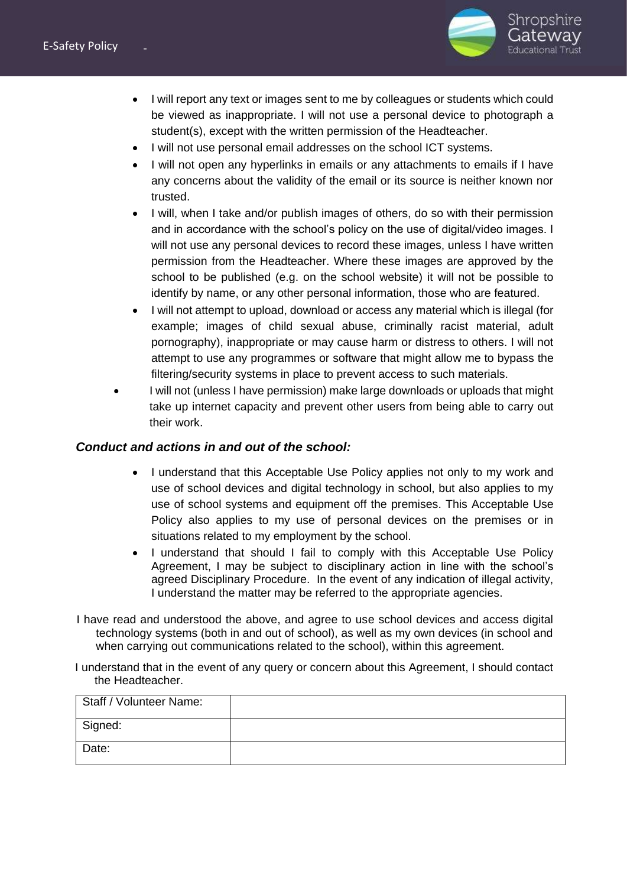- I will report any text or images sent to me by colleagues or students which could be viewed as inappropriate. I will not use a personal device to photograph a student(s), except with the written permission of the Headteacher.
- I will not use personal email addresses on the school ICT systems.
- I will not open any hyperlinks in emails or any attachments to emails if I have any concerns about the validity of the email or its source is neither known nor trusted.
- I will, when I take and/or publish images of others, do so with their permission and in accordance with the school's policy on the use of digital/video images. I will not use any personal devices to record these images, unless I have written permission from the Headteacher. Where these images are approved by the school to be published (e.g. on the school website) it will not be possible to identify by name, or any other personal information, those who are featured.
- I will not attempt to upload, download or access any material which is illegal (for example; images of child sexual abuse, criminally racist material, adult pornography), inappropriate or may cause harm or distress to others. I will not attempt to use any programmes or software that might allow me to bypass the filtering/security systems in place to prevent access to such materials.
- I will not (unless I have permission) make large downloads or uploads that might take up internet capacity and prevent other users from being able to carry out their work.

***Conduct and actions in and out of the school:***

- I understand that this Acceptable Use Policy applies not only to my work and use of school devices and digital technology in school, but also applies to my use of school systems and equipment off the premises. This Acceptable Use Policy also applies to my use of personal devices on the premises or in situations related to my employment by the school.
- I understand that should I fail to comply with this Acceptable Use Policy Agreement, I may be subject to disciplinary action in line with the school's agreed Disciplinary Procedure. In the event of any indication of illegal activity, I understand the matter may be referred to the appropriate agencies.

I have read and understood the above, and agree to use school devices and access digital technology systems (both in and out of school), as well as my own devices (in school and when carrying out communications related to the school), within this agreement.

I understand that in the event of any query or concern about this Agreement, I should contact the Headteacher.

| Staff / Volunteer Name: | |
|---|---|
| Signed: | |
| Date: | |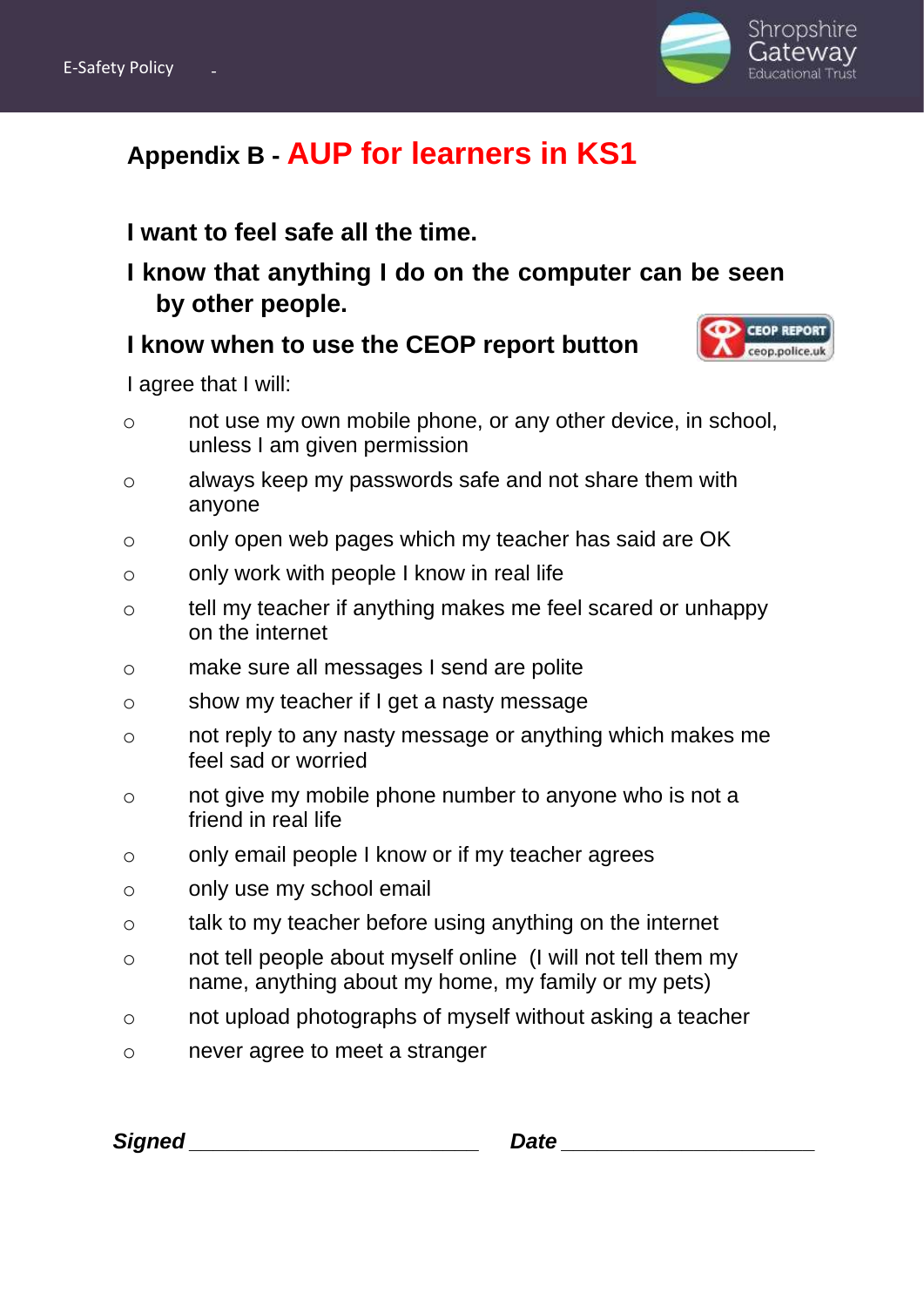## Appendix B - AUP for learners in KS1

**I want to feel safe all the time.**

**I know that anything I do on the computer can be seen by other people.**

**I know when to use the CEOP report button**

I agree that I will:

- not use my own mobile phone, or any other device, in school, unless I am given permission
- always keep my passwords safe and not share them with anyone
- only open web pages which my teacher has said are OK
- only work with people I know in real life
- tell my teacher if anything makes me feel scared or unhappy on the internet
- make sure all messages I send are polite
- show my teacher if I get a nasty message
- not reply to any nasty message or anything which makes me feel sad or worried
- not give my mobile phone number to anyone who is not a friend in real life
- only email people I know or if my teacher agrees
- only use my school email
- talk to my teacher before using anything on the internet
- not tell people about myself online (I will not tell them my name, anything about my home, my family or my pets)
- not upload photographs of myself without asking a teacher
- never agree to meet a stranger

***Signed*** ________________________ ***Date*** _____________________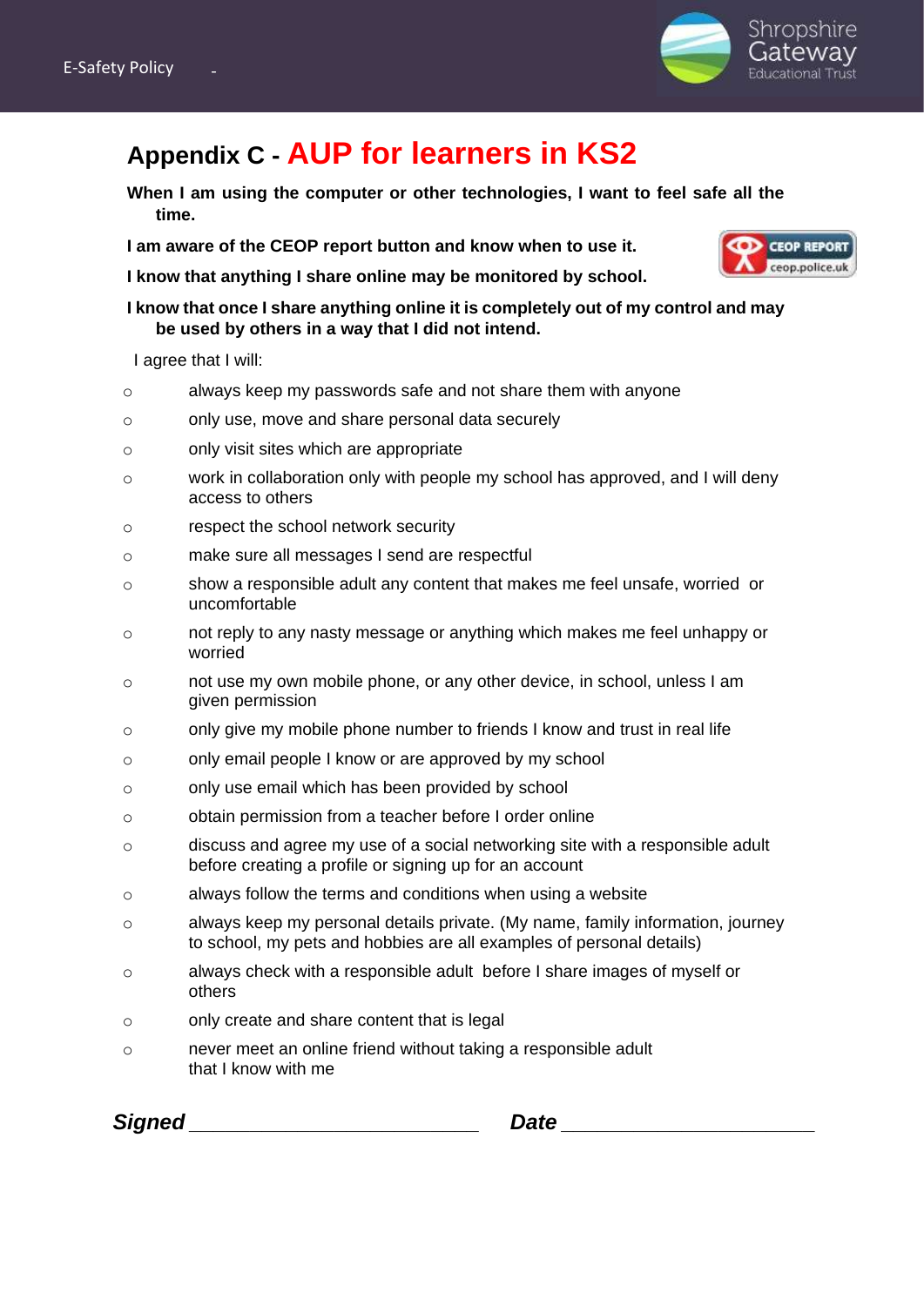# Appendix C - AUP for learners in KS2

**When I am using the computer or other technologies, I want to feel safe all the time.**

**I am aware of the CEOP report button and know when to use it.**

**I know that anything I share online may be monitored by school.**

**I know that once I share anything online it is completely out of my control and may be used by others in a way that I did not intend.**

I agree that I will:

- always keep my passwords safe and not share them with anyone
- only use, move and share personal data securely
- only visit sites which are appropriate
- work in collaboration only with people my school has approved, and I will deny access to others
- respect the school network security
- make sure all messages I send are respectful
- show a responsible adult any content that makes me feel unsafe, worried or uncomfortable
- not reply to any nasty message or anything which makes me feel unhappy or worried
- not use my own mobile phone, or any other device, in school, unless I am given permission
- only give my mobile phone number to friends I know and trust in real life
- only email people I know or are approved by my school
- only use email which has been provided by school
- obtain permission from a teacher before I order online
- discuss and agree my use of a social networking site with a responsible adult before creating a profile or signing up for an account
- always follow the terms and conditions when using a website
- always keep my personal details private. (My name, family information, journey to school, my pets and hobbies are all examples of personal details)
- always check with a responsible adult before I share images of myself or others
- only create and share content that is legal
- never meet an online friend without taking a responsible adult that I know with me

***Signed*** ________________________ ***Date*** ____________________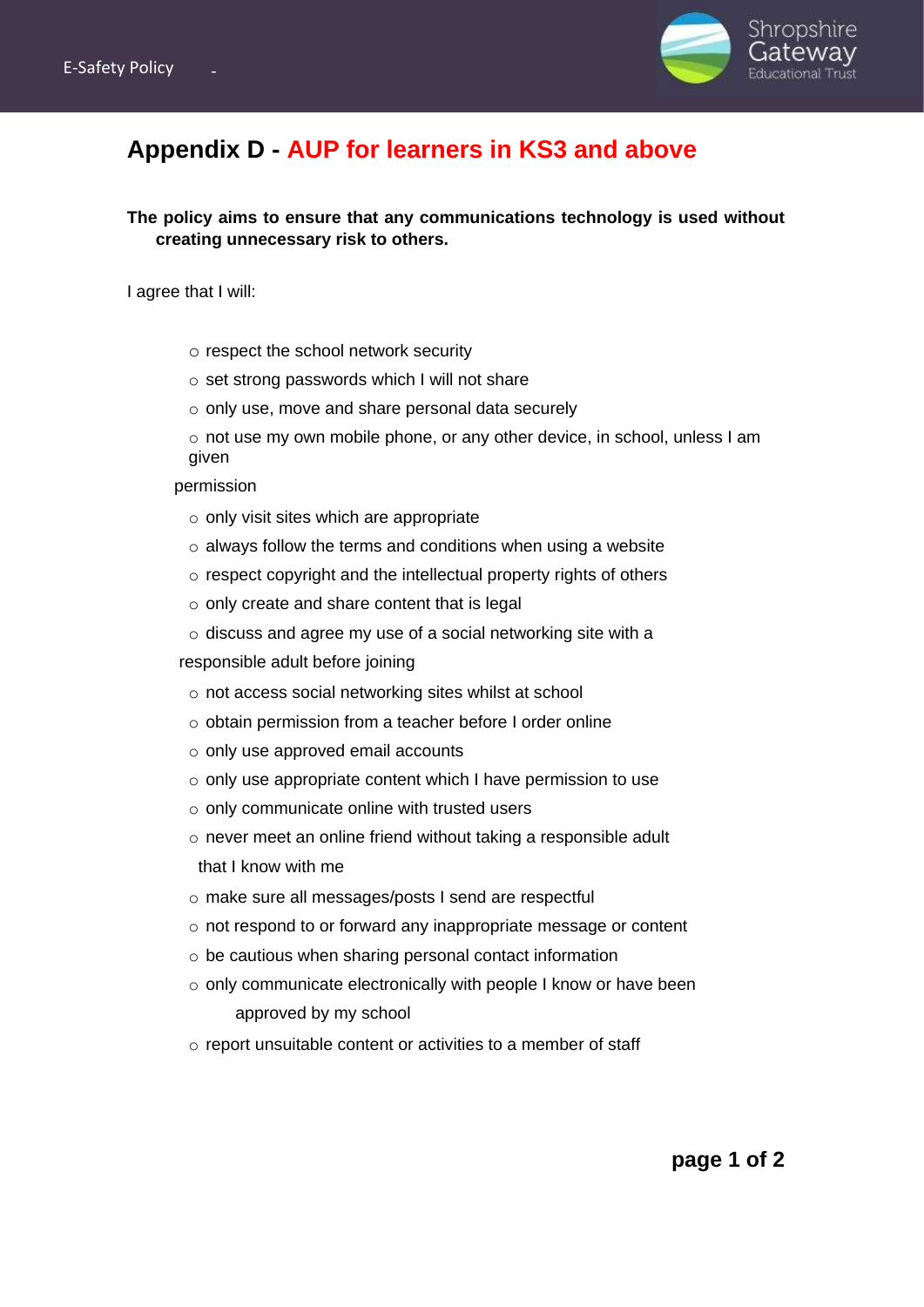# Appendix D - AUP for learners in KS3 and above

**The policy aims to ensure that any communications technology is used without creating unnecessary risk to others.**

I agree that I will:

- respect the school network security
- set strong passwords which I will not share
- only use, move and share personal data securely
- not use my own mobile phone, or any other device, in school, unless I am given permission
- only visit sites which are appropriate
- always follow the terms and conditions when using a website
- respect copyright and the intellectual property rights of others
- only create and share content that is legal
- discuss and agree my use of a social networking site with a responsible adult before joining
- not access social networking sites whilst at school
- obtain permission from a teacher before I order online
- only use approved email accounts
- only use appropriate content which I have permission to use
- only communicate online with trusted users
- never meet an online friend without taking a responsible adult that I know with me
- make sure all messages/posts I send are respectful
- not respond to or forward any inappropriate message or content
- be cautious when sharing personal contact information
- only communicate electronically with people I know or have been approved by my school
- report unsuitable content or activities to a member of staff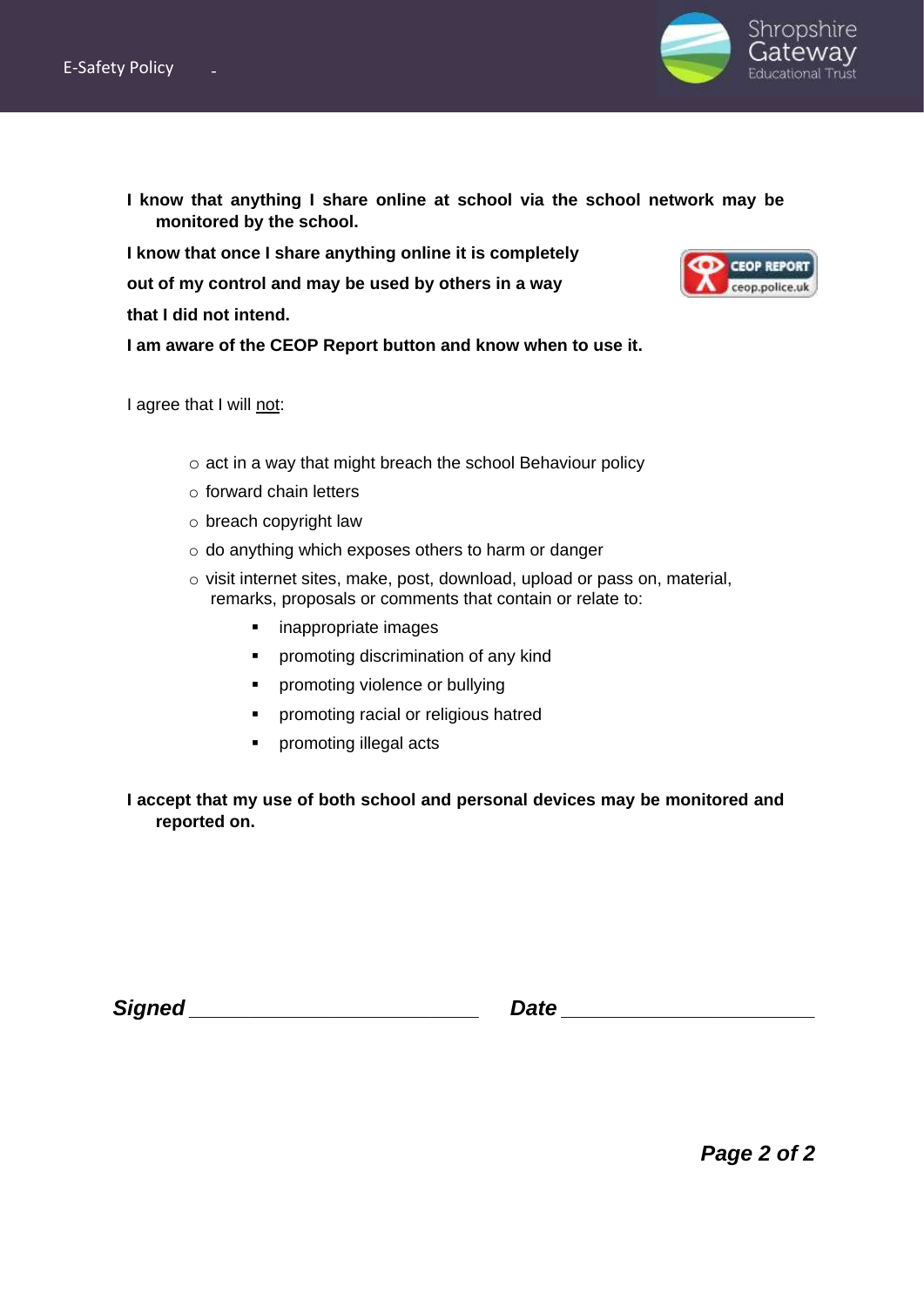**I know that anything I share online at school via the school network may be monitored by the school.**

**I know that once I share anything online it is completely out of my control and may be used by others in a way that I did not intend.**

**I am aware of the CEOP Report button and know when to use it.**

I agree that I will not:

- act in a way that might breach the school Behaviour policy
- forward chain letters
- breach copyright law
- do anything which exposes others to harm or danger
- visit internet sites, make, post, download, upload or pass on, material, remarks, proposals or comments that contain or relate to:
  - inappropriate images
  - promoting discrimination of any kind
  - promoting violence or bullying
  - promoting racial or religious hatred
  - promoting illegal acts

**I accept that my use of both school and personal devices may be monitored and reported on.**

***Signed*** ________________________ ***Date*** ________________________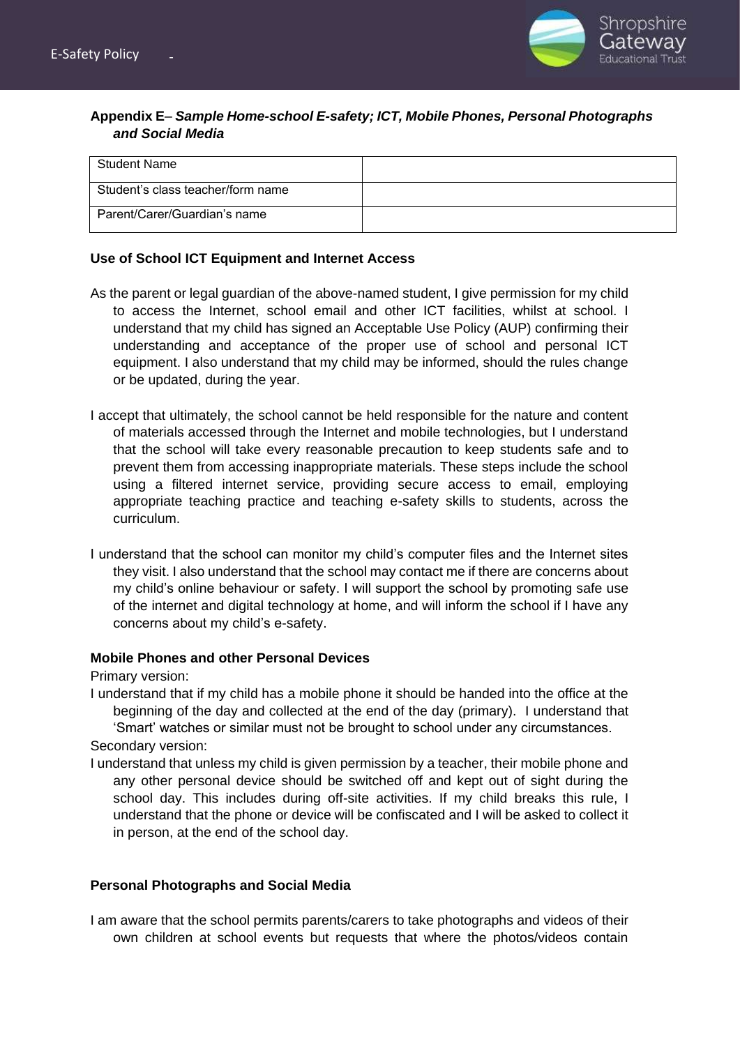**Appendix E**– ***Sample Home-school E-safety; ICT, Mobile Phones, Personal Photographs and Social Media***

| Student Name | |
|---|---|
| Student's class teacher/form name | |
| Parent/Carer/Guardian's name | |

**Use of School ICT Equipment and Internet Access**

As the parent or legal guardian of the above-named student, I give permission for my child to access the Internet, school email and other ICT facilities, whilst at school. I understand that my child has signed an Acceptable Use Policy (AUP) confirming their understanding and acceptance of the proper use of school and personal ICT equipment. I also understand that my child may be informed, should the rules change or be updated, during the year.

I accept that ultimately, the school cannot be held responsible for the nature and content of materials accessed through the Internet and mobile technologies, but I understand that the school will take every reasonable precaution to keep students safe and to prevent them from accessing inappropriate materials. These steps include the school using a filtered internet service, providing secure access to email, employing appropriate teaching practice and teaching e-safety skills to students, across the curriculum.

I understand that the school can monitor my child's computer files and the Internet sites they visit. I also understand that the school may contact me if there are concerns about my child's online behaviour or safety. I will support the school by promoting safe use of the internet and digital technology at home, and will inform the school if I have any concerns about my child's e-safety.

**Mobile Phones and other Personal Devices**

Primary version:

I understand that if my child has a mobile phone it should be handed into the office at the beginning of the day and collected at the end of the day (primary). I understand that 'Smart' watches or similar must not be brought to school under any circumstances.

Secondary version:

I understand that unless my child is given permission by a teacher, their mobile phone and any other personal device should be switched off and kept out of sight during the school day. This includes during off-site activities. If my child breaks this rule, I understand that the phone or device will be confiscated and I will be asked to collect it in person, at the end of the school day.

**Personal Photographs and Social Media**

I am aware that the school permits parents/carers to take photographs and videos of their own children at school events but requests that where the photos/videos contain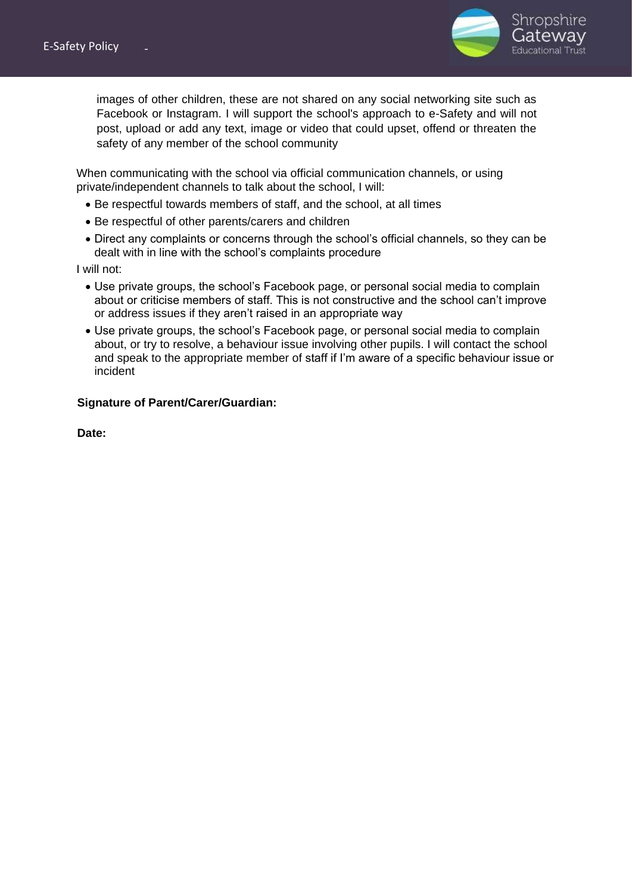images of other children, these are not shared on any social networking site such as Facebook or Instagram. I will support the school's approach to e-Safety and will not post, upload or add any text, image or video that could upset, offend or threaten the safety of any member of the school community

When communicating with the school via official communication channels, or using private/independent channels to talk about the school, I will:

- Be respectful towards members of staff, and the school, at all times
- Be respectful of other parents/carers and children
- Direct any complaints or concerns through the school's official channels, so they can be dealt with in line with the school's complaints procedure

I will not:

- Use private groups, the school's Facebook page, or personal social media to complain about or criticise members of staff. This is not constructive and the school can't improve or address issues if they aren't raised in an appropriate way
- Use private groups, the school's Facebook page, or personal social media to complain about, or try to resolve, a behaviour issue involving other pupils. I will contact the school and speak to the appropriate member of staff if I'm aware of a specific behaviour issue or incident

**Signature of Parent/Carer/Guardian:**

**Date:**